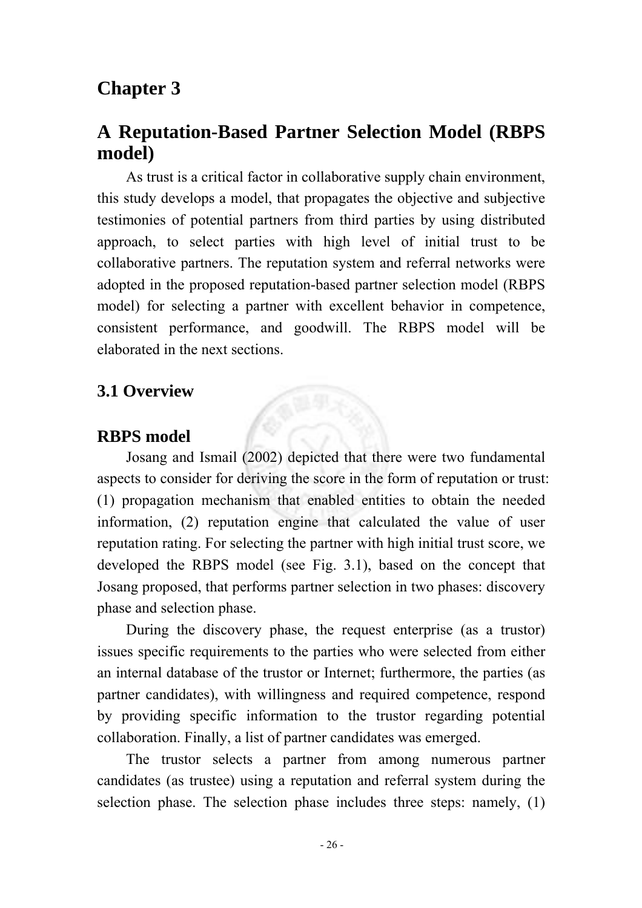# Chapter 3

# A Reputation-Based Partner Selection Model (RBPS model)

As trust is a critical factor in collaborative supply chain environment, this study develops a model, that propagates the objective and subjective testimonies of potential partners from third parties by using distributed approach, to select parties with high level of initial trust to be collaborative partners. The reputation system and referral networks were adopted in the proposed reputation-based partner selection model (RBPS model) for selecting a partner with excellent behavior in competence, consistent performance, and goodwill. The RBPS model will be elaborated in the next sections.

## 3.1 Overview

### RBPS model

Josang and Ismail (2002) depicted that there were two fundamental aspects to consider for deriving the score in the form of reputation or trust: (1) propagation mechanism that enabled entities to obtain the needed information, (2) reputation engine that calculated the value of user reputation rating. For selecting the partner with high initial trust score, we developed the RBPS model (see Fig. 3.1), based on the concept that Josang proposed, that performs partner selection in two phases: discovery phase and selection phase.

During the discovery phase, the request enterprise (as a trustor) issues specific requirements to the parties who were selected from either an internal database of the trustor or Internet; furthermore, the parties (as partner candidates), with willingness and required competence, respond by providing specific information to the trustor regarding potential collaboration. Finally, a list of partner candidates was emerged.

The trustor selects a partner from among numerous partner candidates (as trustee) using a reputation and referral system during the selection phase. The selection phase includes three steps: namely, (1)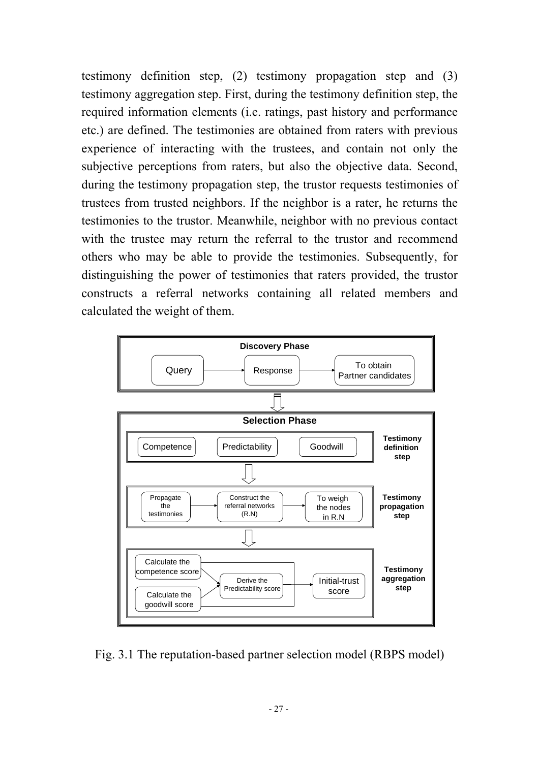testimony definition step, (2) testimony propagation step and (3) testimony aggregation step. First, during the testimony definition step, the required information elements (i.e. ratings, past history and performance etc.) are defined. The testimonies are obtained from raters with previous experience of interacting with the trustees, and contain not only the subjective perceptions from raters, but also the objective data. Second, during the testimony propagation step, the trustor requests testimonies of trustees from trusted neighbors. If the neighbor is a rater, he returns the testimonies to the trustor. Meanwhile, neighbor with no previous contact with the trustee may return the referral to the trustor and recommend others who may be able to provide the testimonies. Subsequently, for distinguishing the power of testimonies that raters provided, the trustor constructs a referral networks containing all related members and calculated the weight of them.

**Discovery Phase**

Query → Response → To obtain Partner candidates

⇓

**Selection Phase**

- **Testimony definition step**: Competence | Predictability | Goodwill
- **Testimony propagation step**: Propagate the testimonies → Construct the referral networks (R.N) → To weigh the nodes in R.N
- **Testimony aggregation step**: Calculate the competence score, Calculate the goodwill score → Derive the Predictability score → Initial-trust score

Fig. 3.1 The reputation-based partner selection model (RBPS model)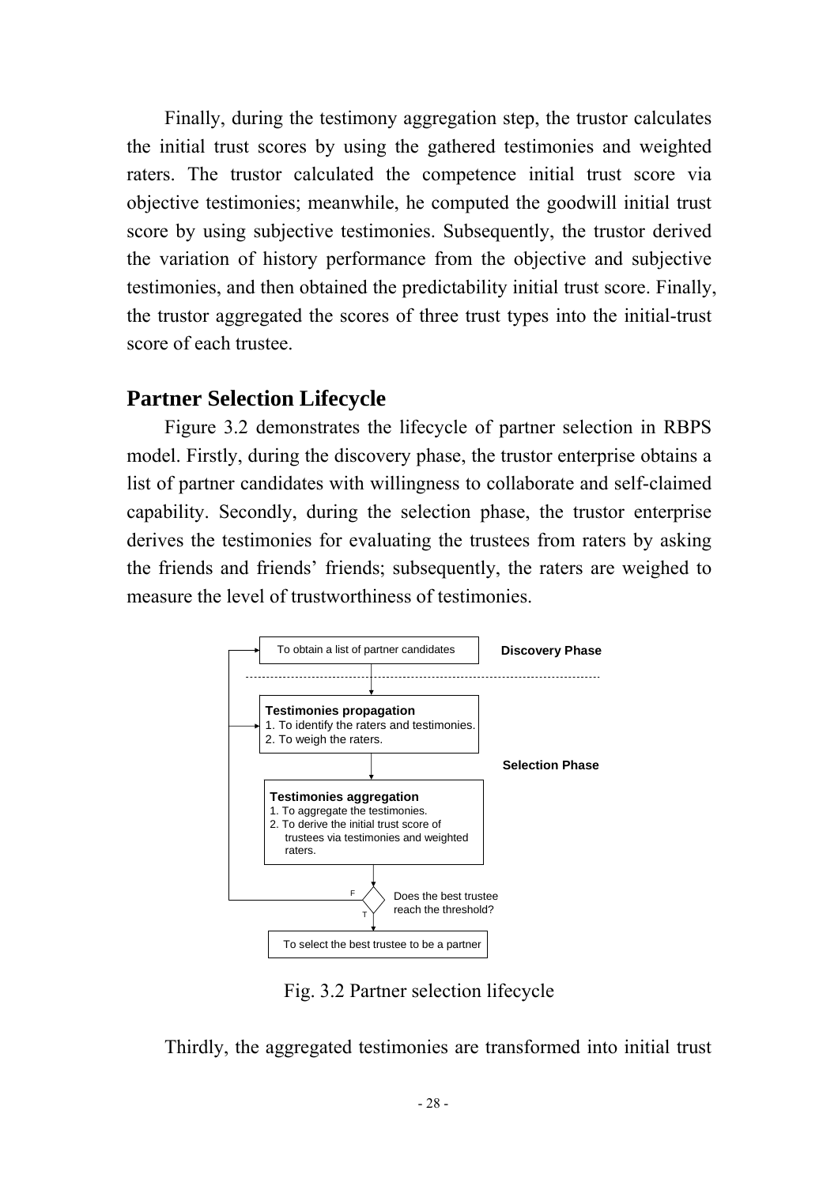Finally, during the testimony aggregation step, the trustor calculates the initial trust scores by using the gathered testimonies and weighted raters. The trustor calculated the competence initial trust score via objective testimonies; meanwhile, he computed the goodwill initial trust score by using subjective testimonies. Subsequently, the trustor derived the variation of history performance from the objective and subjective testimonies, and then obtained the predictability initial trust score. Finally, the trustor aggregated the scores of three trust types into the initial-trust score of each trustee.

## Partner Selection Lifecycle

Figure 3.2 demonstrates the lifecycle of partner selection in RBPS model. Firstly, during the discovery phase, the trustor enterprise obtains a list of partner candidates with willingness to collaborate and self-claimed capability. Secondly, during the selection phase, the trustor enterprise derives the testimonies for evaluating the trustees from raters by asking the friends and friends' friends; subsequently, the raters are weighed to measure the level of trustworthiness of testimonies.

**Discovery Phase**

To obtain a list of partner candidates

**Selection Phase**

**Testimonies propagation**
1. To identify the raters and testimonies.
2. To weigh the raters.

**Testimonies aggregation**
1. To aggregate the testimonies.
2. To derive the initial trust score of trustees via testimonies and weighted raters.

Does the best trustee reach the threshold? (F: return; T: continue)

To select the best trustee to be a partner

Fig. 3.2 Partner selection lifecycle

Thirdly, the aggregated testimonies are transformed into initial trust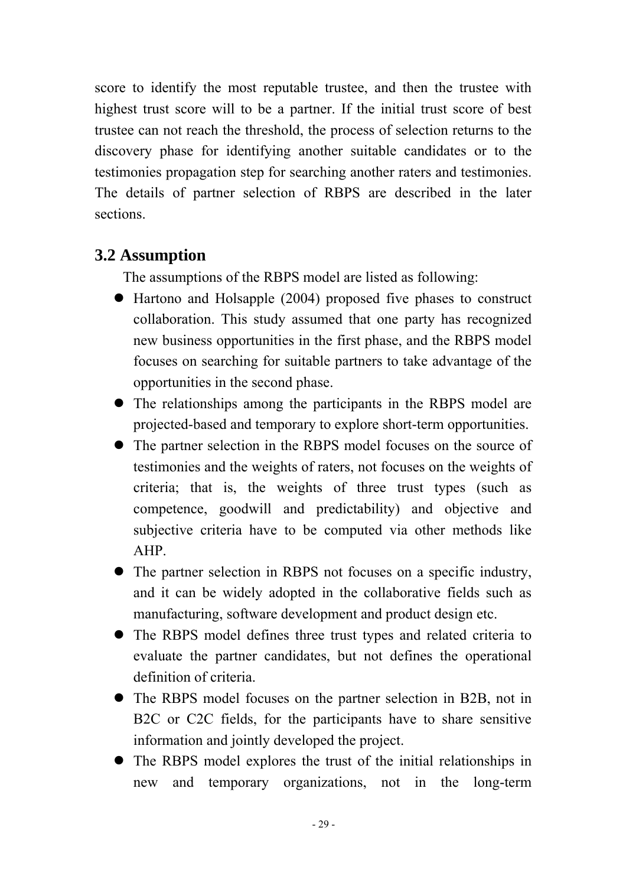score to identify the most reputable trustee, and then the trustee with highest trust score will to be a partner. If the initial trust score of best trustee can not reach the threshold, the process of selection returns to the discovery phase for identifying another suitable candidates or to the testimonies propagation step for searching another raters and testimonies. The details of partner selection of RBPS are described in the later sections.

## 3.2 Assumption

The assumptions of the RBPS model are listed as following:

- Hartono and Holsapple (2004) proposed five phases to construct collaboration. This study assumed that one party has recognized new business opportunities in the first phase, and the RBPS model focuses on searching for suitable partners to take advantage of the opportunities in the second phase.
- The relationships among the participants in the RBPS model are projected-based and temporary to explore short-term opportunities.
- The partner selection in the RBPS model focuses on the source of testimonies and the weights of raters, not focuses on the weights of criteria; that is, the weights of three trust types (such as competence, goodwill and predictability) and objective and subjective criteria have to be computed via other methods like AHP.
- The partner selection in RBPS not focuses on a specific industry, and it can be widely adopted in the collaborative fields such as manufacturing, software development and product design etc.
- The RBPS model defines three trust types and related criteria to evaluate the partner candidates, but not defines the operational definition of criteria.
- The RBPS model focuses on the partner selection in B2B, not in B2C or C2C fields, for the participants have to share sensitive information and jointly developed the project.
- The RBPS model explores the trust of the initial relationships in new and temporary organizations, not in the long-term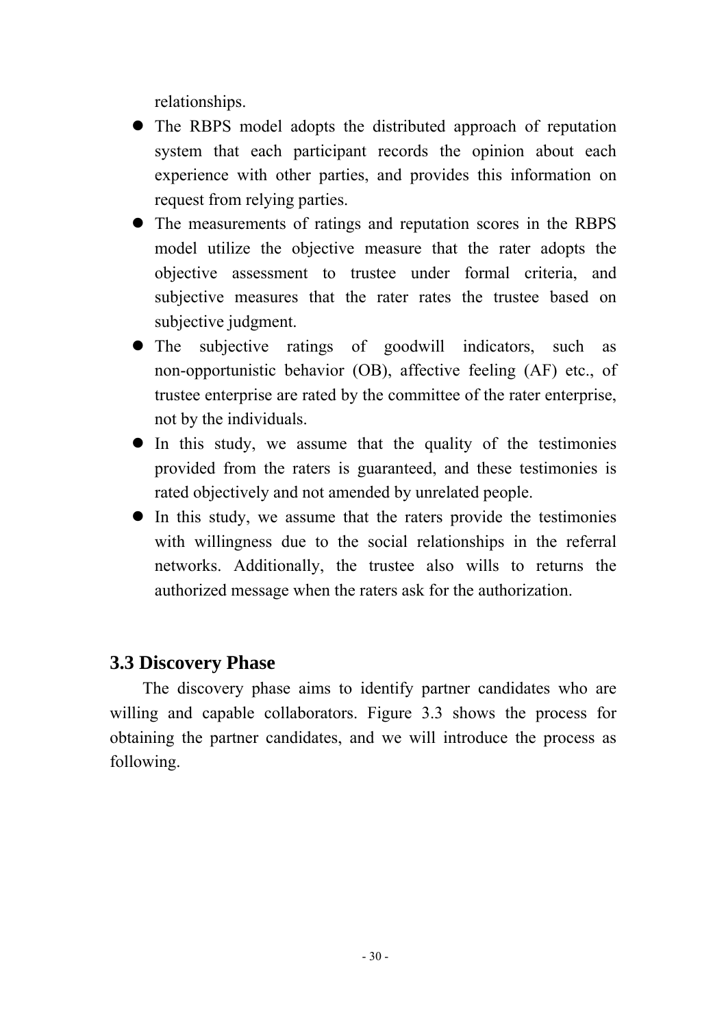relationships.

- The RBPS model adopts the distributed approach of reputation system that each participant records the opinion about each experience with other parties, and provides this information on request from relying parties.
- The measurements of ratings and reputation scores in the RBPS model utilize the objective measure that the rater adopts the objective assessment to trustee under formal criteria, and subjective measures that the rater rates the trustee based on subjective judgment.
- The subjective ratings of goodwill indicators, such as non-opportunistic behavior (OB), affective feeling (AF) etc., of trustee enterprise are rated by the committee of the rater enterprise, not by the individuals.
- In this study, we assume that the quality of the testimonies provided from the raters is guaranteed, and these testimonies is rated objectively and not amended by unrelated people.
- In this study, we assume that the raters provide the testimonies with willingness due to the social relationships in the referral networks. Additionally, the trustee also wills to returns the authorized message when the raters ask for the authorization.

## 3.3 Discovery Phase

The discovery phase aims to identify partner candidates who are willing and capable collaborators. Figure 3.3 shows the process for obtaining the partner candidates, and we will introduce the process as following.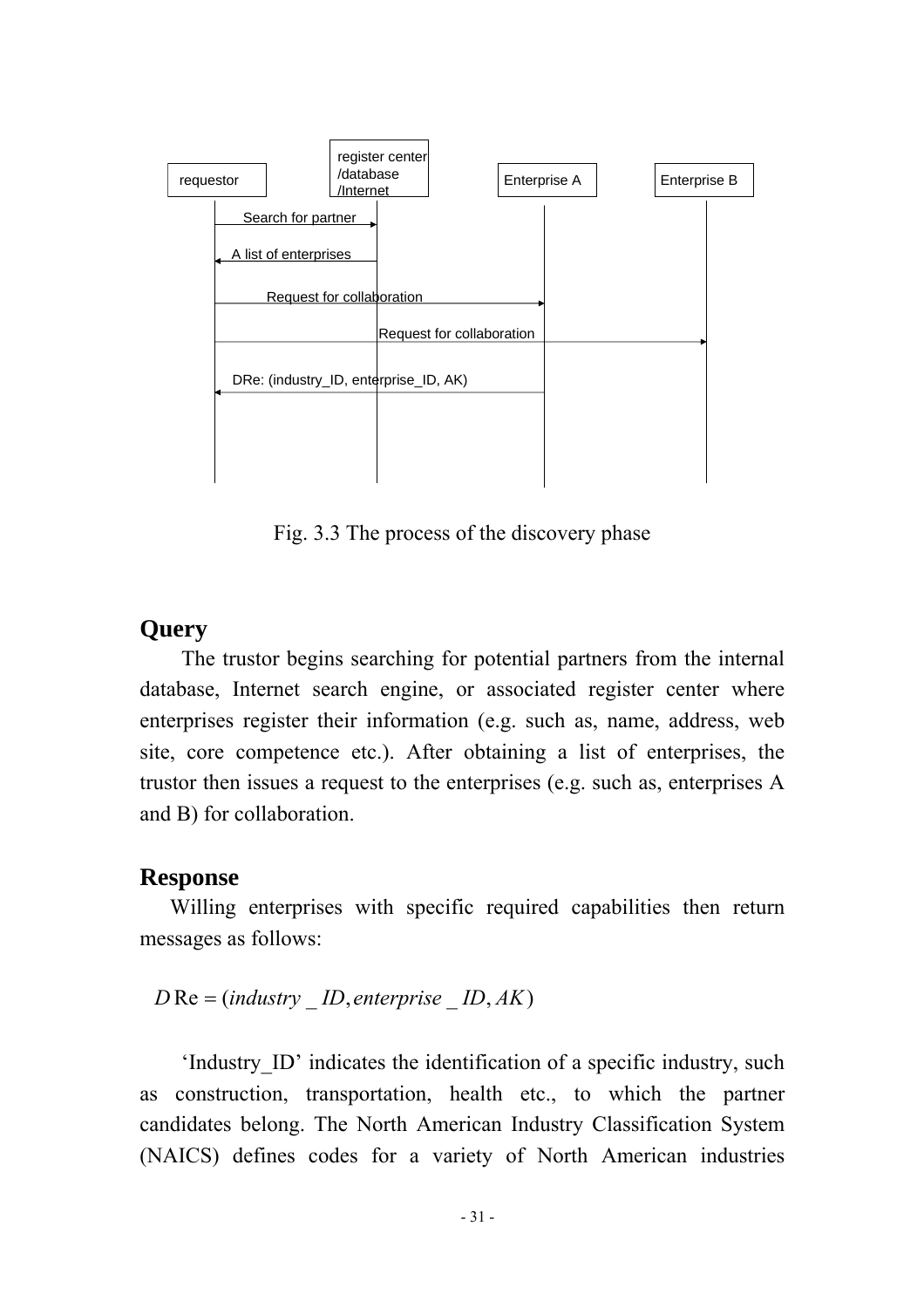Fig. 3.3 The process of the discovery phase

## Query

The trustor begins searching for potential partners from the internal database, Internet search engine, or associated register center where enterprises register their information (e.g. such as, name, address, web site, core competence etc.). After obtaining a list of enterprises, the trustor then issues a request to the enterprises (e.g. such as, enterprises A and B) for collaboration.

## Response

Willing enterprises with specific required capabilities then return messages as follows:

$$D\mathrm{Re} = (industry\_ID, enterprise\_ID, AK)$$

'Industry_ID' indicates the identification of a specific industry, such as construction, transportation, health etc., to which the partner candidates belong. The North American Industry Classification System (NAICS) defines codes for a variety of North American industries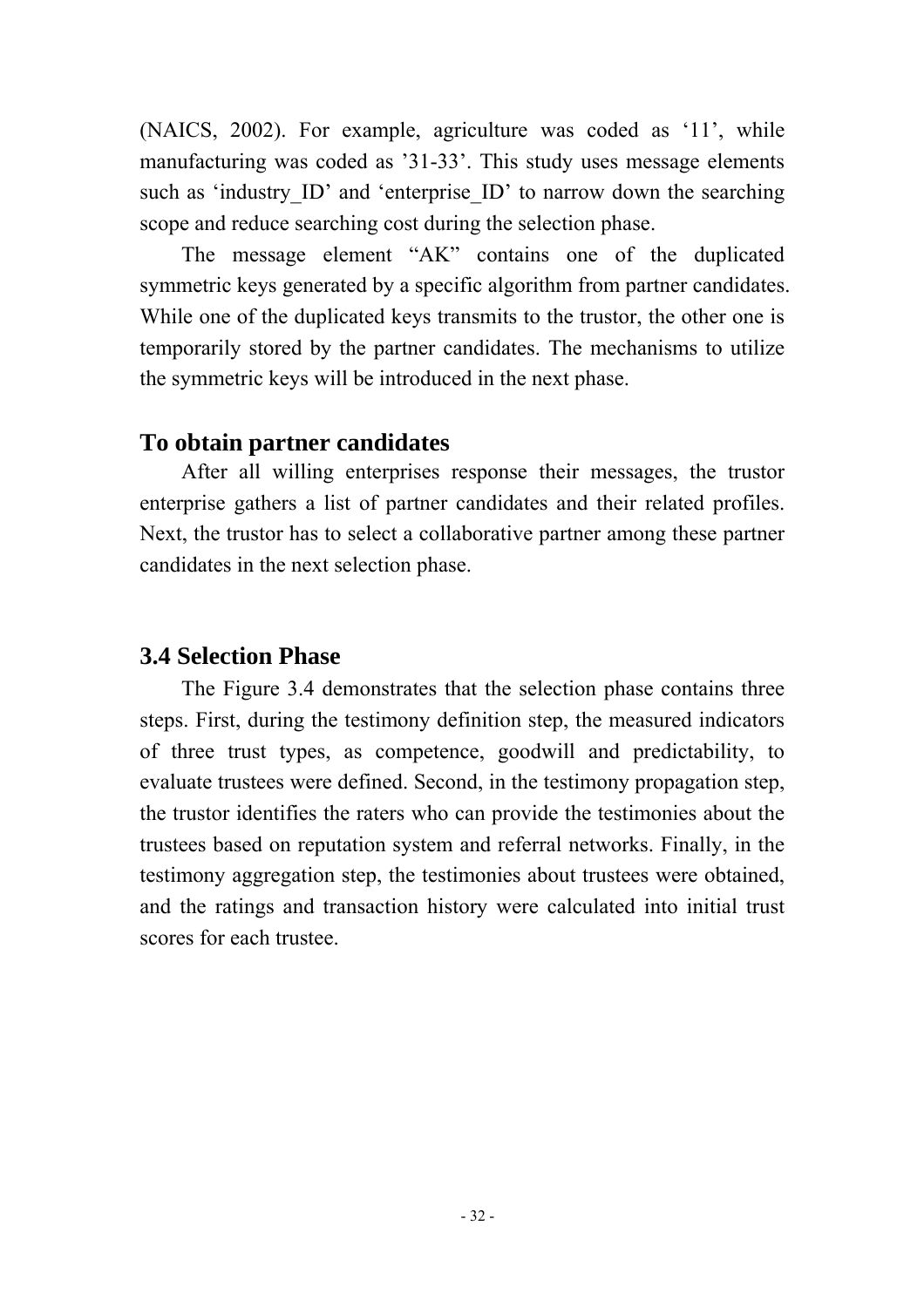(NAICS, 2002). For example, agriculture was coded as ‘11’, while manufacturing was coded as ’31-33’. This study uses message elements such as ‘industry_ID’ and ‘enterprise_ID’ to narrow down the searching scope and reduce searching cost during the selection phase.

The message element “AK” contains one of the duplicated symmetric keys generated by a specific algorithm from partner candidates. While one of the duplicated keys transmits to the trustor, the other one is temporarily stored by the partner candidates. The mechanisms to utilize the symmetric keys will be introduced in the next phase.

### To obtain partner candidates

After all willing enterprises response their messages, the trustor enterprise gathers a list of partner candidates and their related profiles. Next, the trustor has to select a collaborative partner among these partner candidates in the next selection phase.

## 3.4 Selection Phase

The Figure 3.4 demonstrates that the selection phase contains three steps. First, during the testimony definition step, the measured indicators of three trust types, as competence, goodwill and predictability, to evaluate trustees were defined. Second, in the testimony propagation step, the trustor identifies the raters who can provide the testimonies about the trustees based on reputation system and referral networks. Finally, in the testimony aggregation step, the testimonies about trustees were obtained, and the ratings and transaction history were calculated into initial trust scores for each trustee.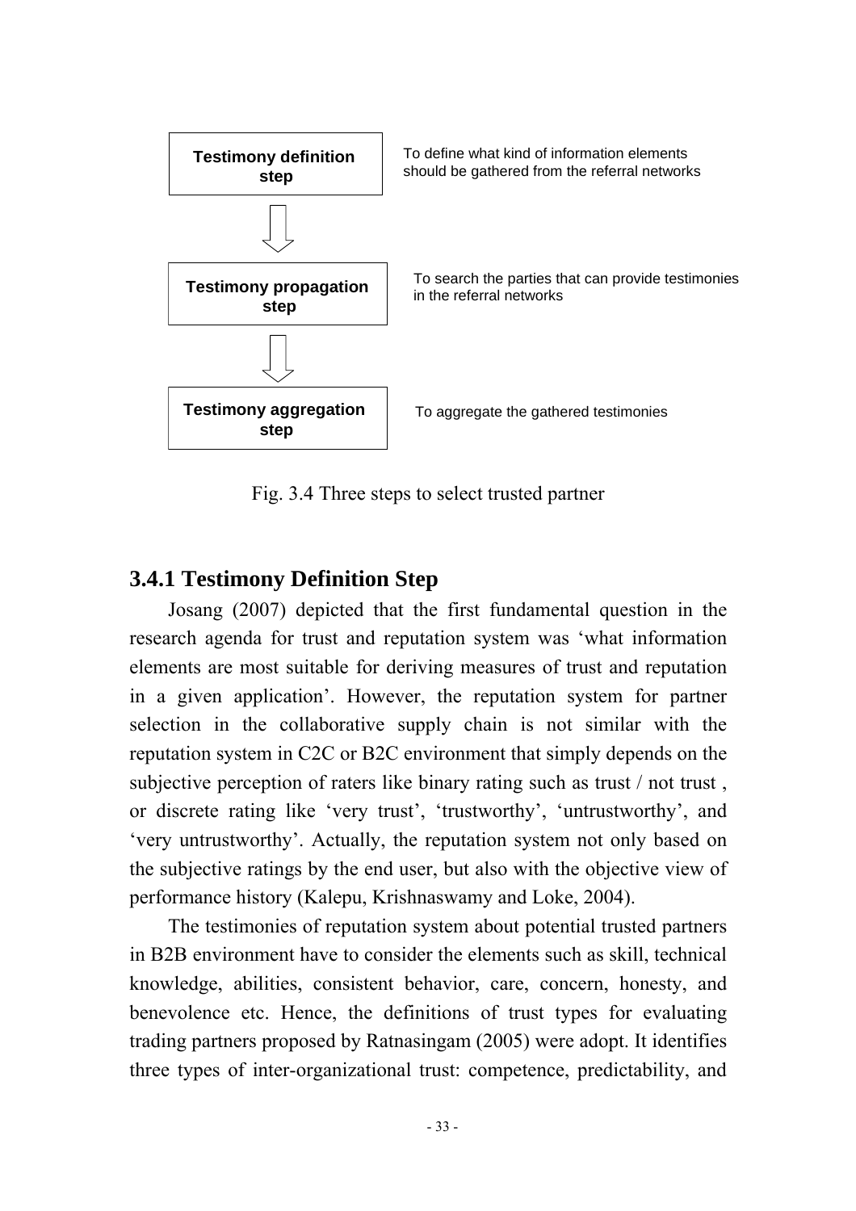**Testimony definition step** — To define what kind of information elements should be gathered from the referral networks

↓

**Testimony propagation step** — To search the parties that can provide testimonies in the referral networks

↓

**Testimony aggregation step** — To aggregate the gathered testimonies

Fig. 3.4 Three steps to select trusted partner

### 3.4.1 Testimony Definition Step

Josang (2007) depicted that the first fundamental question in the research agenda for trust and reputation system was 'what information elements are most suitable for deriving measures of trust and reputation in a given application'. However, the reputation system for partner selection in the collaborative supply chain is not similar with the reputation system in C2C or B2C environment that simply depends on the subjective perception of raters like binary rating such as trust / not trust , or discrete rating like 'very trust', 'trustworthy', 'untrustworthy', and 'very untrustworthy'. Actually, the reputation system not only based on the subjective ratings by the end user, but also with the objective view of performance history (Kalepu, Krishnaswamy and Loke, 2004).

The testimonies of reputation system about potential trusted partners in B2B environment have to consider the elements such as skill, technical knowledge, abilities, consistent behavior, care, concern, honesty, and benevolence etc. Hence, the definitions of trust types for evaluating trading partners proposed by Ratnasingam (2005) were adopt. It identifies three types of inter-organizational trust: competence, predictability, and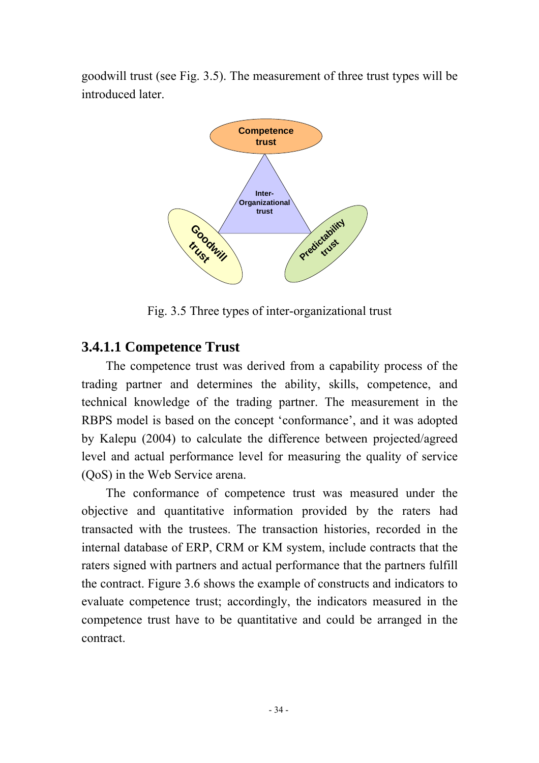goodwill trust (see Fig. 3.5). The measurement of three trust types will be introduced later.

Fig. 3.5 Three types of inter-organizational trust

### 3.4.1.1 Competence Trust

The competence trust was derived from a capability process of the trading partner and determines the ability, skills, competence, and technical knowledge of the trading partner. The measurement in the RBPS model is based on the concept 'conformance', and it was adopted by Kalepu (2004) to calculate the difference between projected/agreed level and actual performance level for measuring the quality of service (QoS) in the Web Service arena.

The conformance of competence trust was measured under the objective and quantitative information provided by the raters had transacted with the trustees. The transaction histories, recorded in the internal database of ERP, CRM or KM system, include contracts that the raters signed with partners and actual performance that the partners fulfill the contract. Figure 3.6 shows the example of constructs and indicators to evaluate competence trust; accordingly, the indicators measured in the competence trust have to be quantitative and could be arranged in the contract.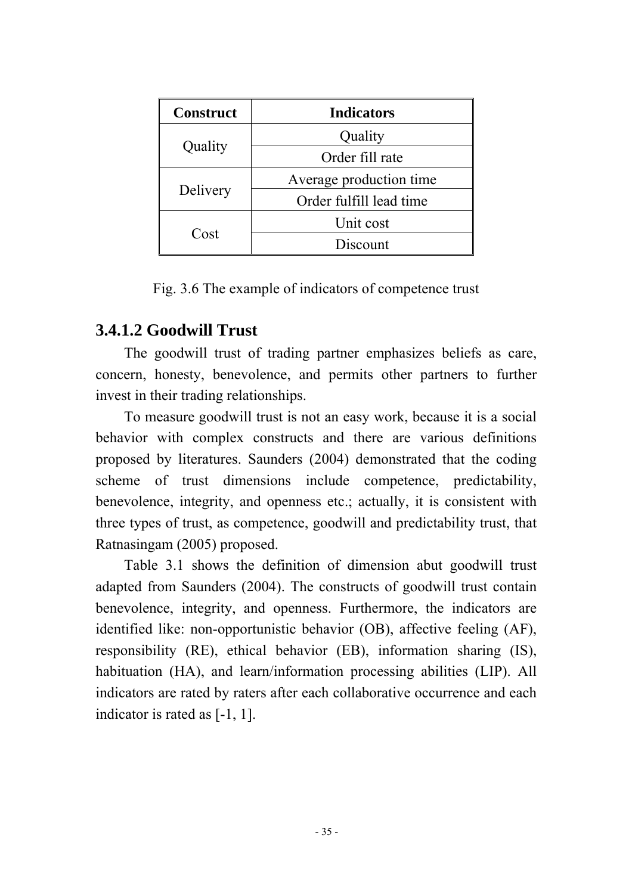| Construct | Indicators |
|---|---|
| Quality | Quality |
| | Order fill rate |
| Delivery | Average production time |
| | Order fulfill lead time |
| Cost | Unit cost |
| | Discount |

Fig. 3.6 The example of indicators of competence trust

### 3.4.1.2 Goodwill Trust

The goodwill trust of trading partner emphasizes beliefs as care, concern, honesty, benevolence, and permits other partners to further invest in their trading relationships.

To measure goodwill trust is not an easy work, because it is a social behavior with complex constructs and there are various definitions proposed by literatures. Saunders (2004) demonstrated that the coding scheme of trust dimensions include competence, predictability, benevolence, integrity, and openness etc.; actually, it is consistent with three types of trust, as competence, goodwill and predictability trust, that Ratnasingam (2005) proposed.

Table 3.1 shows the definition of dimension abut goodwill trust adapted from Saunders (2004). The constructs of goodwill trust contain benevolence, integrity, and openness. Furthermore, the indicators are identified like: non-opportunistic behavior (OB), affective feeling (AF), responsibility (RE), ethical behavior (EB), information sharing (IS), habituation (HA), and learn/information processing abilities (LIP). All indicators are rated by raters after each collaborative occurrence and each indicator is rated as [-1, 1].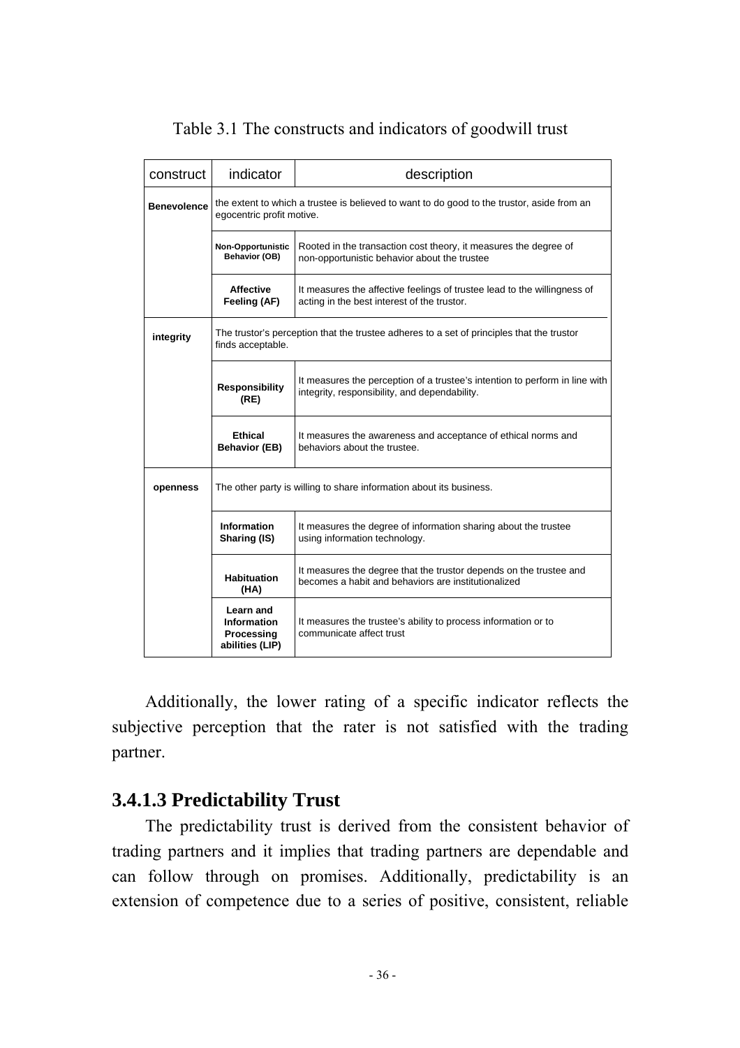Table 3.1 The constructs and indicators of goodwill trust

| construct | indicator | description |
|---|---|---|
| **Benevolence** | the extent to which a trustee is believed to want to do good to the trustor, aside from an egocentric profit motive. | |
| | **Non-Opportunistic Behavior (OB)** | Rooted in the transaction cost theory, it measures the degree of non-opportunistic behavior about the trustee |
| | **Affective Feeling (AF)** | It measures the affective feelings of trustee lead to the willingness of acting in the best interest of the trustor. |
| **integrity** | The trustor's perception that the trustee adheres to a set of principles that the trustor finds acceptable. | |
| | **Responsibility (RE)** | It measures the perception of a trustee's intention to perform in line with integrity, responsibility, and dependability. |
| | **Ethical Behavior (EB)** | It measures the awareness and acceptance of ethical norms and behaviors about the trustee. |
| **openness** | The other party is willing to share information about its business. | |
| | **Information Sharing (IS)** | It measures the degree of information sharing about the trustee using information technology. |
| | **Habituation (HA)** | It measures the degree that the trustor depends on the trustee and becomes a habit and behaviors are institutionalized |
| | **Learn and Information Processing abilities (LIP)** | It measures the trustee's ability to process information or to communicate affect trust |

Additionally, the lower rating of a specific indicator reflects the subjective perception that the rater is not satisfied with the trading partner.

### 3.4.1.3 Predictability Trust

The predictability trust is derived from the consistent behavior of trading partners and it implies that trading partners are dependable and can follow through on promises. Additionally, predictability is an extension of competence due to a series of positive, consistent, reliable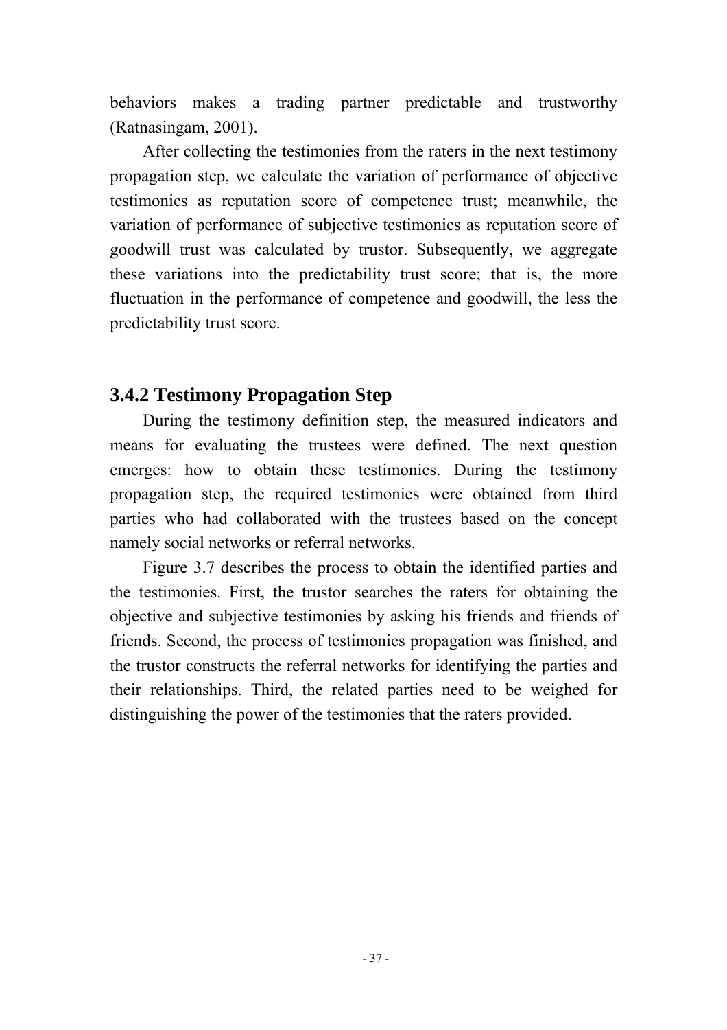behaviors makes a trading partner predictable and trustworthy (Ratnasingam, 2001).

After collecting the testimonies from the raters in the next testimony propagation step, we calculate the variation of performance of objective testimonies as reputation score of competence trust; meanwhile, the variation of performance of subjective testimonies as reputation score of goodwill trust was calculated by trustor. Subsequently, we aggregate these variations into the predictability trust score; that is, the more fluctuation in the performance of competence and goodwill, the less the predictability trust score.

### 3.4.2 Testimony Propagation Step

During the testimony definition step, the measured indicators and means for evaluating the trustees were defined. The next question emerges: how to obtain these testimonies. During the testimony propagation step, the required testimonies were obtained from third parties who had collaborated with the trustees based on the concept namely social networks or referral networks.

Figure 3.7 describes the process to obtain the identified parties and the testimonies. First, the trustor searches the raters for obtaining the objective and subjective testimonies by asking his friends and friends of friends. Second, the process of testimonies propagation was finished, and the trustor constructs the referral networks for identifying the parties and their relationships. Third, the related parties need to be weighed for distinguishing the power of the testimonies that the raters provided.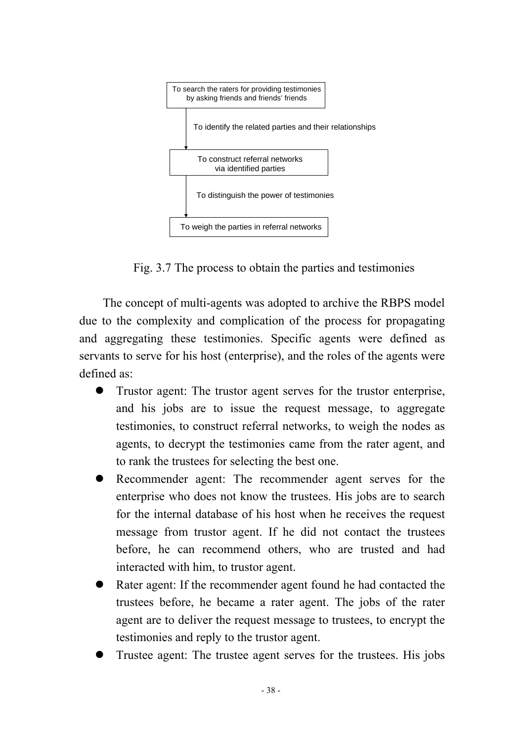To search the raters for providing testimonies by asking friends and friends' friends

↓ To identify the related parties and their relationships

To construct referral networks via identified parties

↓ To distinguish the power of testimonies

To weigh the parties in referral networks

Fig. 3.7 The process to obtain the parties and testimonies

The concept of multi-agents was adopted to archive the RBPS model due to the complexity and complication of the process for propagating and aggregating these testimonies. Specific agents were defined as servants to serve for his host (enterprise), and the roles of the agents were defined as:

- Trustor agent: The trustor agent serves for the trustor enterprise, and his jobs are to issue the request message, to aggregate testimonies, to construct referral networks, to weigh the nodes as agents, to decrypt the testimonies came from the rater agent, and to rank the trustees for selecting the best one.
- Recommender agent: The recommender agent serves for the enterprise who does not know the trustees. His jobs are to search for the internal database of his host when he receives the request message from trustor agent. If he did not contact the trustees before, he can recommend others, who are trusted and had interacted with him, to trustor agent.
- Rater agent: If the recommender agent found he had contacted the trustees before, he became a rater agent. The jobs of the rater agent are to deliver the request message to trustees, to encrypt the testimonies and reply to the trustor agent.
- Trustee agent: The trustee agent serves for the trustees. His jobs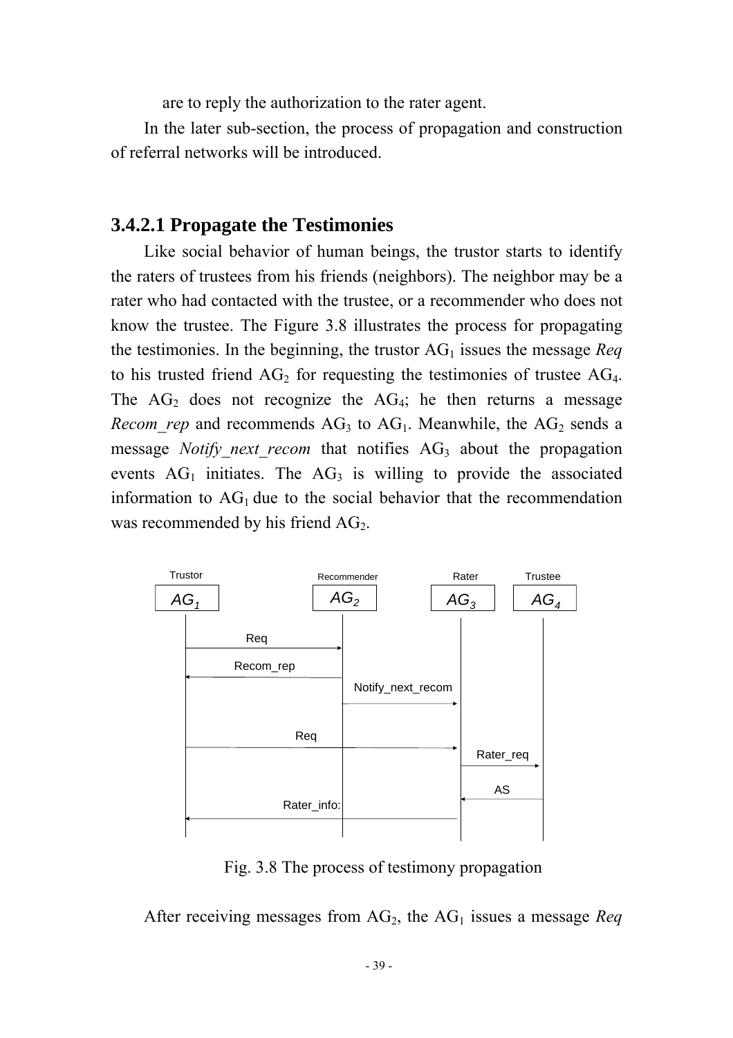are to reply the authorization to the rater agent.

In the later sub-section, the process of propagation and construction of referral networks will be introduced.

### 3.4.2.1 Propagate the Testimonies

Like social behavior of human beings, the trustor starts to identify the raters of trustees from his friends (neighbors). The neighbor may be a rater who had contacted with the trustee, or a recommender who does not know the trustee. The Figure 3.8 illustrates the process for propagating the testimonies. In the beginning, the trustor $AG_1$ issues the message *Req* to his trusted friend $AG_2$ for requesting the testimonies of trustee $AG_4$. The $AG_2$ does not recognize the $AG_4$; he then returns a message *Recom_rep* and recommends $AG_3$ to $AG_1$. Meanwhile, the $AG_2$ sends a message *Notify_next_recom* that notifies $AG_3$ about the propagation events $AG_1$ initiates. The $AG_3$ is willing to provide the associated information to $AG_1$ due to the social behavior that the recommendation was recommended by his friend $AG_2$.

Trustor | Recommender | Rater | Trustee
$AG_1$ | $AG_2$ | $AG_3$ | $AG_4$

Req
Recom_rep
Notify_next_recom
Req
Rater_req
AS
Rater_info:

Fig. 3.8 The process of testimony propagation

After receiving messages from $AG_2$, the $AG_1$ issues a message *Req*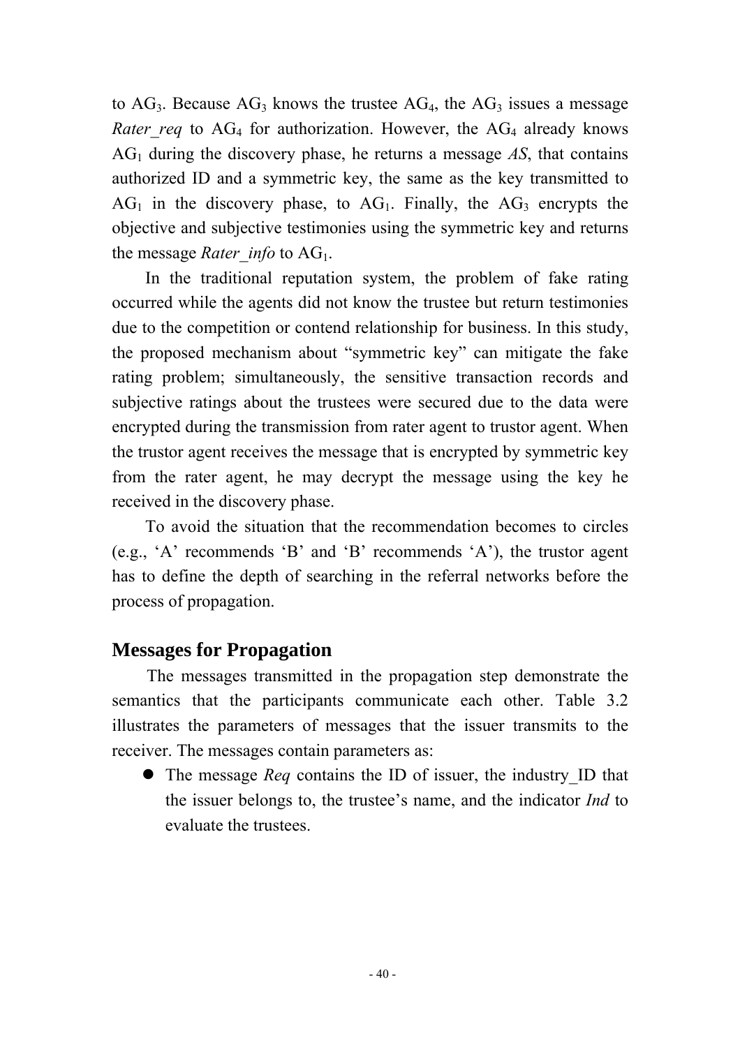to $AG_3$. Because $AG_3$ knows the trustee $AG_4$, the $AG_3$ issues a message *Rater_req* to $AG_4$ for authorization. However, the $AG_4$ already knows $AG_1$ during the discovery phase, he returns a message *AS*, that contains authorized ID and a symmetric key, the same as the key transmitted to $AG_1$ in the discovery phase, to $AG_1$. Finally, the $AG_3$ encrypts the objective and subjective testimonies using the symmetric key and returns the message *Rater_info* to $AG_1$.

In the traditional reputation system, the problem of fake rating occurred while the agents did not know the trustee but return testimonies due to the competition or contend relationship for business. In this study, the proposed mechanism about "symmetric key" can mitigate the fake rating problem; simultaneously, the sensitive transaction records and subjective ratings about the trustees were secured due to the data were encrypted during the transmission from rater agent to trustor agent. When the trustor agent receives the message that is encrypted by symmetric key from the rater agent, he may decrypt the message using the key he received in the discovery phase.

To avoid the situation that the recommendation becomes to circles (e.g., 'A' recommends 'B' and 'B' recommends 'A'), the trustor agent has to define the depth of searching in the referral networks before the process of propagation.

## Messages for Propagation

The messages transmitted in the propagation step demonstrate the semantics that the participants communicate each other. Table 3.2 illustrates the parameters of messages that the issuer transmits to the receiver. The messages contain parameters as:

- The message *Req* contains the ID of issuer, the industry_ID that the issuer belongs to, the trustee's name, and the indicator *Ind* to evaluate the trustees.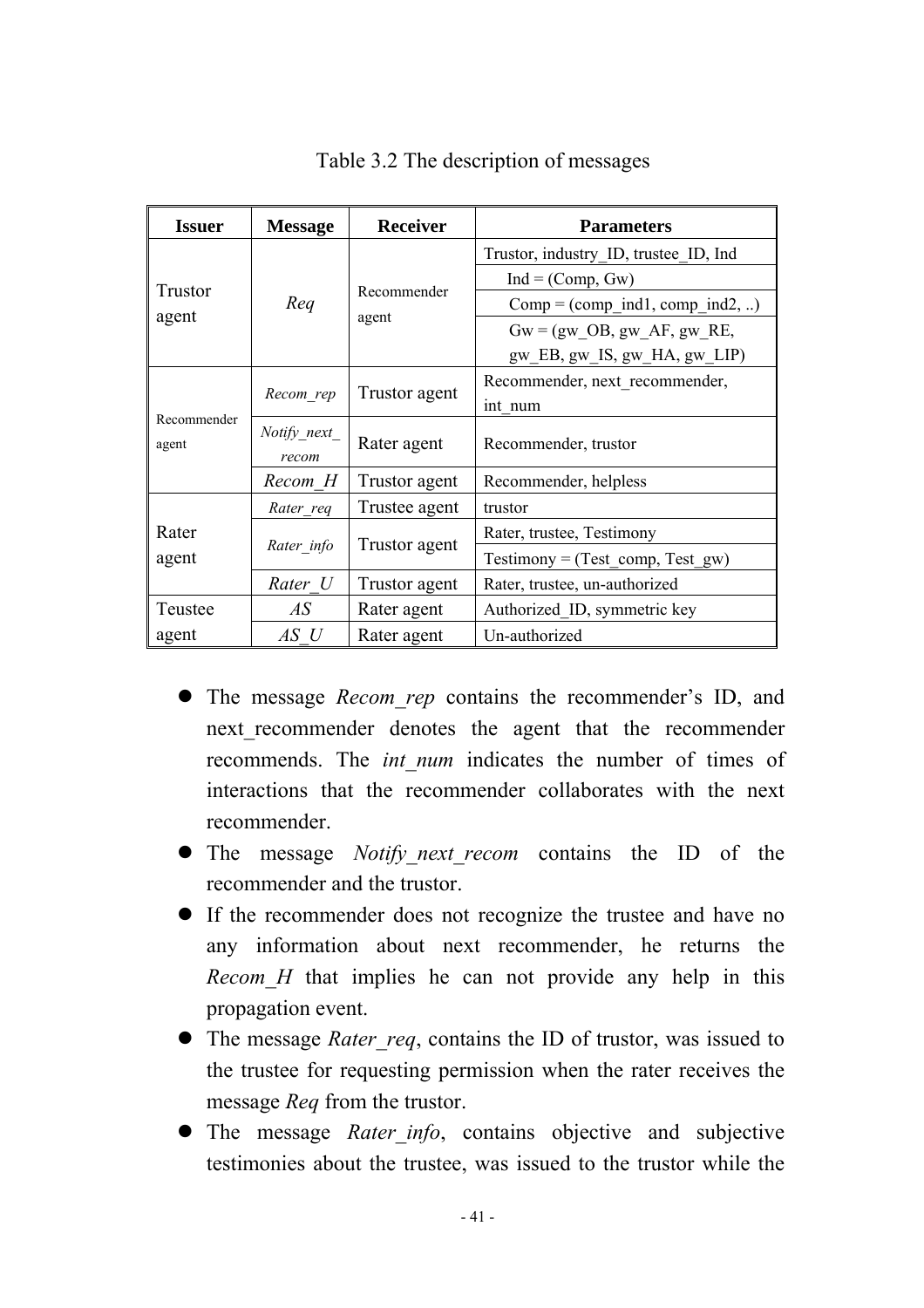Table 3.2 The description of messages

| Issuer | Message | Receiver | Parameters |
|---|---|---|---|
| Trustor agent | *Req* | Recommender agent | Trustor, industry_ID, trustee_ID, Ind |
| | | | Ind = (Comp, Gw) |
| | | | Comp = (comp_ind1, comp_ind2, ..) |
| | | | Gw = (gw_OB, gw_AF, gw_RE, gw_EB, gw_IS, gw_HA, gw_LIP) |
| Recommender agent | *Recom_rep* | Trustor agent | Recommender, next_recommender, int_num |
| | *Notify_next_recom* | Rater agent | Recommender, trustor |
| | *Recom_H* | Trustor agent | Recommender, helpless |
| Rater agent | *Rater_req* | Trustee agent | trustor |
| | *Rater_info* | Trustor agent | Rater, trustee, Testimony |
| | | | Testimony = (Test_comp, Test_gw) |
| | *Rater_U* | Trustor agent | Rater, trustee, un-authorized |
| Teustee agent | *AS* | Rater agent | Authorized_ID, symmetric key |
| | *AS_U* | Rater agent | Un-authorized |

- The message *Recom_rep* contains the recommender's ID, and next_recommender denotes the agent that the recommender recommends. The *int_num* indicates the number of times of interactions that the recommender collaborates with the next recommender.
- The message *Notify_next_recom* contains the ID of the recommender and the trustor.
- If the recommender does not recognize the trustee and have no any information about next recommender, he returns the *Recom_H* that implies he can not provide any help in this propagation event.
- The message *Rater_req*, contains the ID of trustor, was issued to the trustee for requesting permission when the rater receives the message *Req* from the trustor.
- The message *Rater_info*, contains objective and subjective testimonies about the trustee, was issued to the trustor while the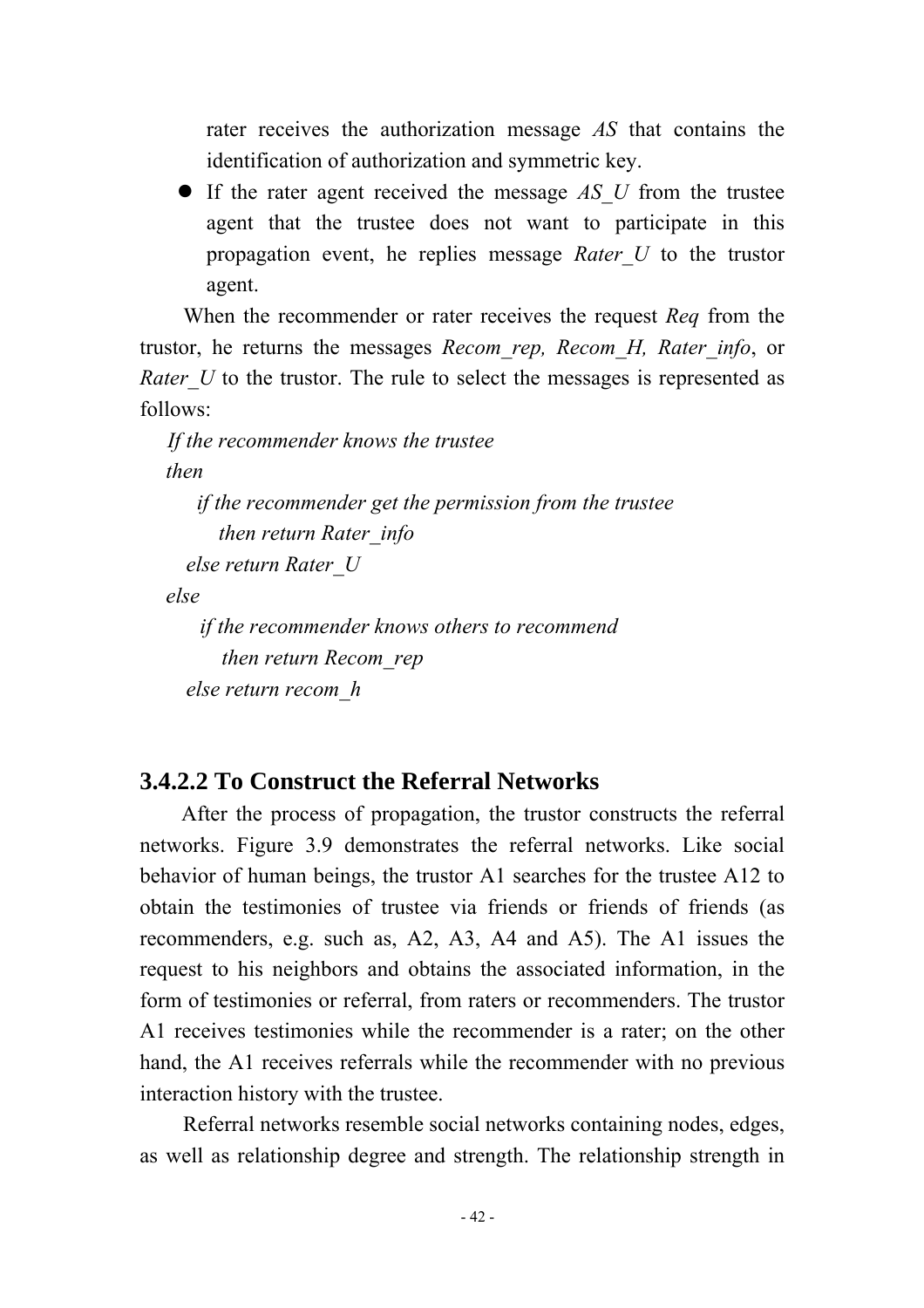rater receives the authorization message *AS* that contains the identification of authorization and symmetric key.

- If the rater agent received the message *AS_U* from the trustee agent that the trustee does not want to participate in this propagation event, he replies message *Rater_U* to the trustor agent.

When the recommender or rater receives the request *Req* from the trustor, he returns the messages *Recom_rep, Recom_H, Rater_info*, or *Rater_U* to the trustor. The rule to select the messages is represented as follows:

*If the recommender knows the trustee*
*then*
 *if the recommender get the permission from the trustee*
  *then return Rater_info*
 *else return Rater_U*
*else*
 *if the recommender knows others to recommend*
  *then return Recom_rep*
 *else return recom_h*

### 3.4.2.2 To Construct the Referral Networks

After the process of propagation, the trustor constructs the referral networks. Figure 3.9 demonstrates the referral networks. Like social behavior of human beings, the trustor A1 searches for the trustee A12 to obtain the testimonies of trustee via friends or friends of friends (as recommenders, e.g. such as, A2, A3, A4 and A5). The A1 issues the request to his neighbors and obtains the associated information, in the form of testimonies or referral, from raters or recommenders. The trustor A1 receives testimonies while the recommender is a rater; on the other hand, the A1 receives referrals while the recommender with no previous interaction history with the trustee.

Referral networks resemble social networks containing nodes, edges, as well as relationship degree and strength. The relationship strength in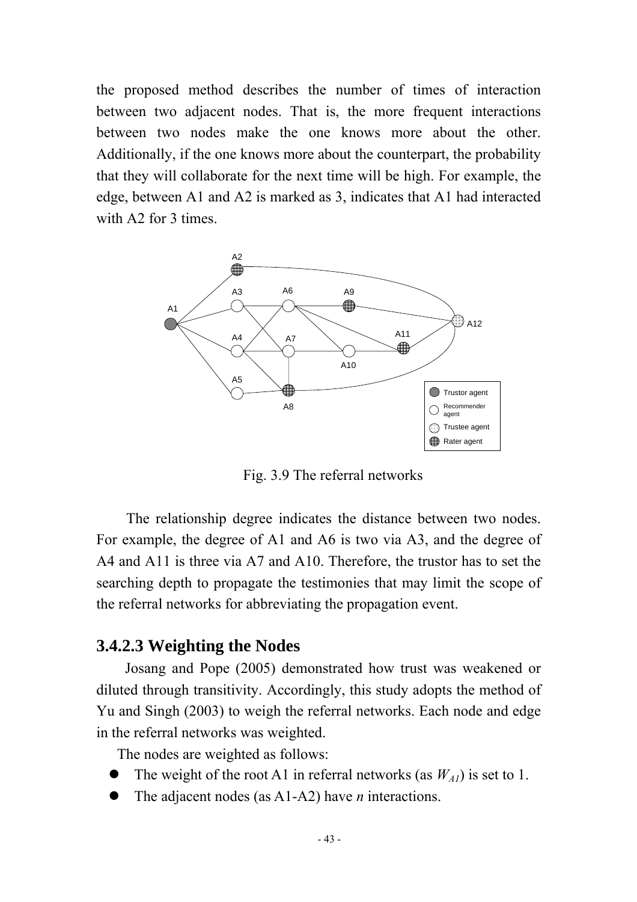the proposed method describes the number of times of interaction between two adjacent nodes. That is, the more frequent interactions between two nodes make the one knows more about the other. Additionally, if the one knows more about the counterpart, the probability that they will collaborate for the next time will be high. For example, the edge, between A1 and A2 is marked as 3, indicates that A1 had interacted with A2 for 3 times.

Fig. 3.9 The referral networks

The relationship degree indicates the distance between two nodes. For example, the degree of A1 and A6 is two via A3, and the degree of A4 and A11 is three via A7 and A10. Therefore, the trustor has to set the searching depth to propagate the testimonies that may limit the scope of the referral networks for abbreviating the propagation event.

### 3.4.2.3 Weighting the Nodes

Josang and Pope (2005) demonstrated how trust was weakened or diluted through transitivity. Accordingly, this study adopts the method of Yu and Singh (2003) to weigh the referral networks. Each node and edge in the referral networks was weighted.

The nodes are weighted as follows:

- The weight of the root A1 in referral networks (as $W_{A1}$) is set to 1.
- The adjacent nodes (as A1-A2) have $n$ interactions.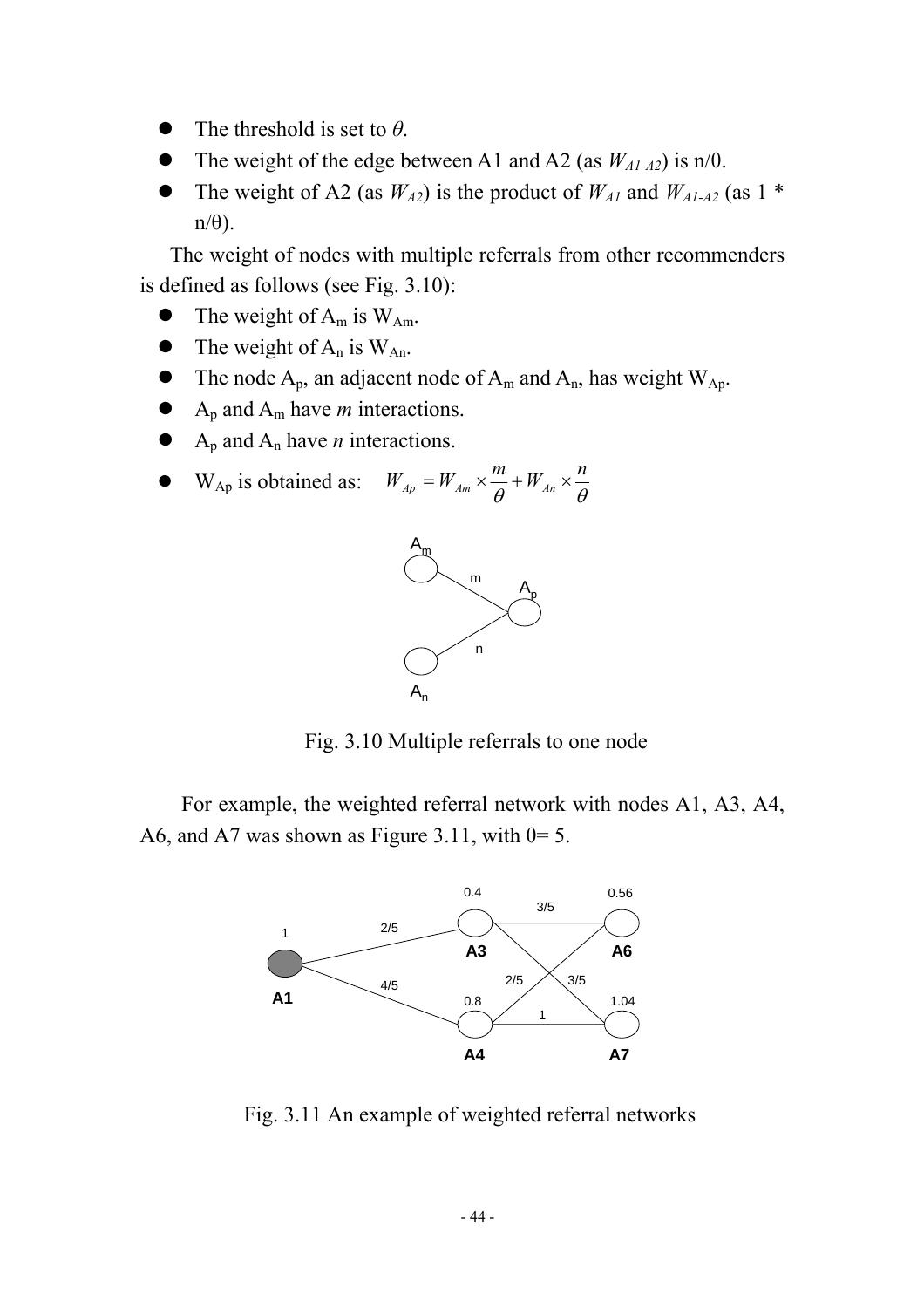- The threshold is set to $\theta$.
- The weight of the edge between A1 and A2 (as $W_{A1\text{-}A2}$) is $n/\theta$.
- The weight of A2 (as $W_{A2}$) is the product of $W_{A1}$ and $W_{A1\text{-}A2}$ (as $1 * n/\theta$).

The weight of nodes with multiple referrals from other recommenders is defined as follows (see Fig. 3.10):

- The weight of $A_m$ is $W_{Am}$.
- The weight of $A_n$ is $W_{An}$.
- The node $A_p$, an adjacent node of $A_m$ and $A_n$, has weight $W_{Ap}$.
- $A_p$ and $A_m$ have *m* interactions.
- $A_p$ and $A_n$ have *n* interactions.
- $W_{Ap}$ is obtained as: $W_{Ap} = W_{Am} \times \frac{m}{\theta} + W_{An} \times \frac{n}{\theta}$

Fig. 3.10 Multiple referrals to one node

For example, the weighted referral network with nodes A1, A3, A4, A6, and A7 was shown as Figure 3.11, with $\theta = 5$.

Fig. 3.11 An example of weighted referral networks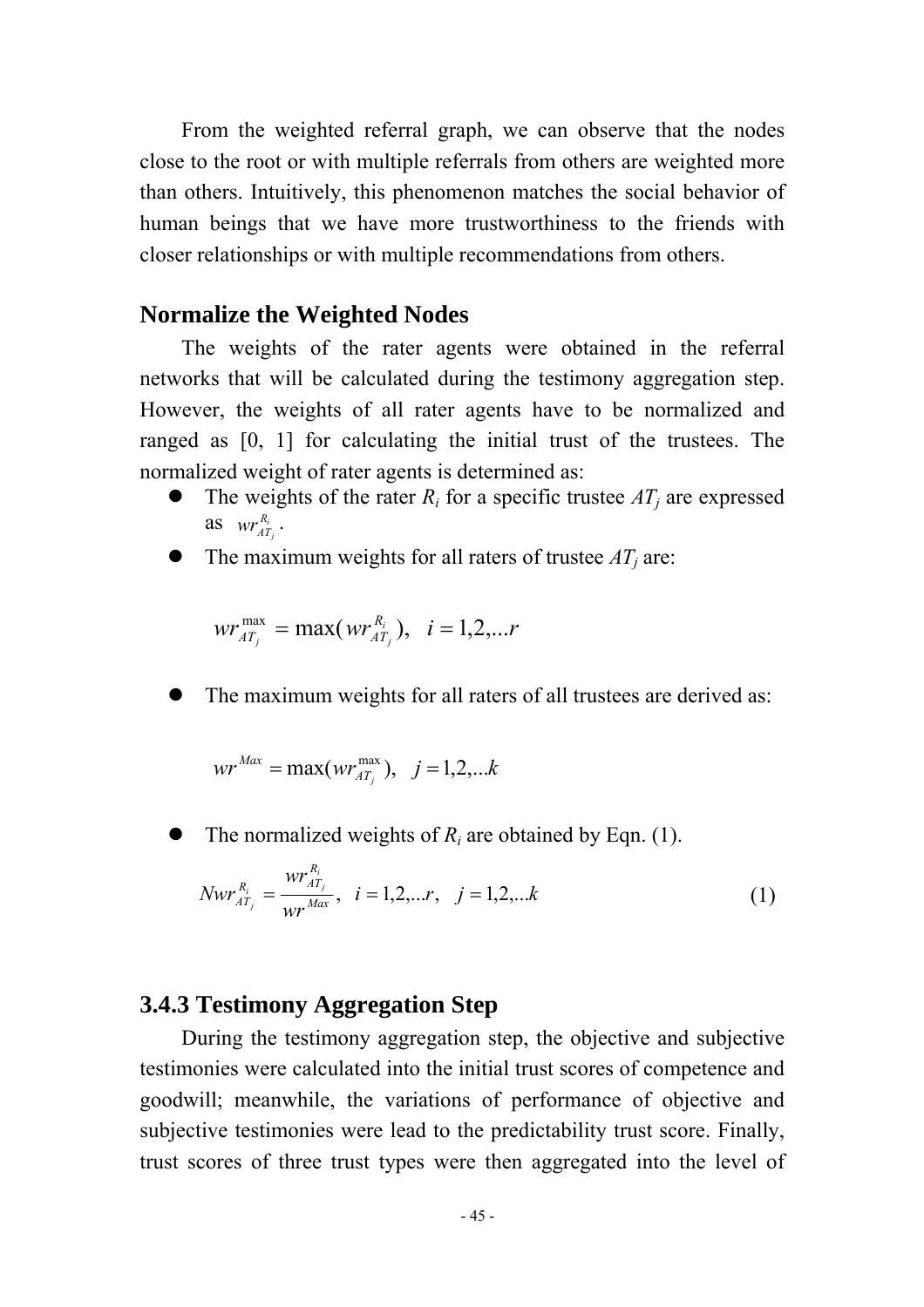From the weighted referral graph, we can observe that the nodes close to the root or with multiple referrals from others are weighted more than others. Intuitively, this phenomenon matches the social behavior of human beings that we have more trustworthiness to the friends with closer relationships or with multiple recommendations from others.

## Normalize the Weighted Nodes

The weights of the rater agents were obtained in the referral networks that will be calculated during the testimony aggregation step. However, the weights of all rater agents have to be normalized and ranged as [0, 1] for calculating the initial trust of the trustees. The normalized weight of rater agents is determined as:

- The weights of the rater $R_i$ for a specific trustee $AT_j$ are expressed as $wr_{AT_j}^{R_i}$.
- The maximum weights for all raters of trustee $AT_j$ are:

$$wr_{AT_j}^{\max} = \max(wr_{AT_j}^{R_i}), \quad i = 1,2,...r$$

- The maximum weights for all raters of all trustees are derived as:

$$wr^{Max} = \max(wr_{AT_j}^{\max}), \quad j = 1,2,...k$$

- The normalized weights of $R_i$ are obtained by Eqn. (1).

$$Nwr_{AT_j}^{R_i} = \frac{wr_{AT_j}^{R_i}}{wr^{Max}}, \quad i = 1,2,...r, \quad j = 1,2,...k \tag{1}$$

## 3.4.3 Testimony Aggregation Step

During the testimony aggregation step, the objective and subjective testimonies were calculated into the initial trust scores of competence and goodwill; meanwhile, the variations of performance of objective and subjective testimonies were lead to the predictability trust score. Finally, trust scores of three trust types were then aggregated into the level of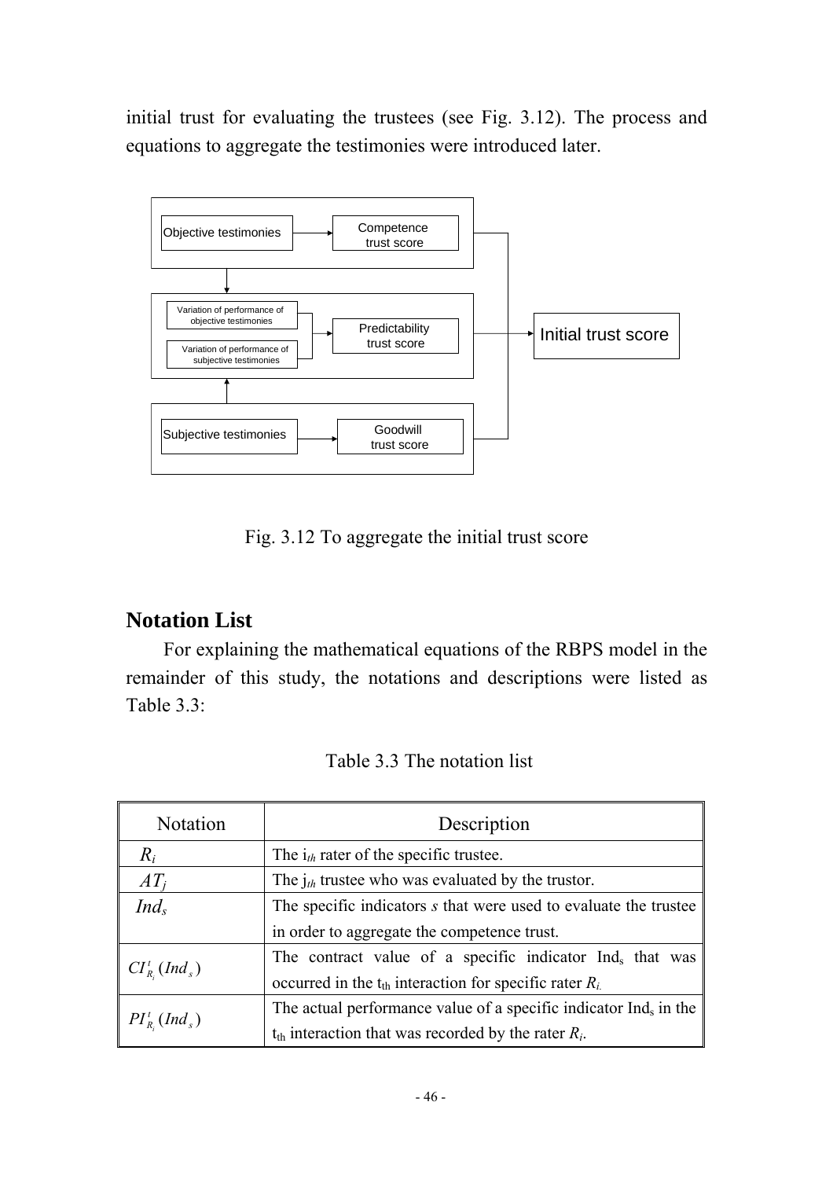initial trust for evaluating the trustees (see Fig. 3.12). The process and equations to aggregate the testimonies were introduced later.

Objective testimonies → Competence trust score

Variation of performance of objective testimonies; Variation of performance of subjective testimonies → Predictability trust score

Subjective testimonies → Goodwill trust score

Competence trust score, Predictability trust score, Goodwill trust score → Initial trust score

Fig. 3.12 To aggregate the initial trust score

## Notation List

For explaining the mathematical equations of the RBPS model in the remainder of this study, the notations and descriptions were listed as Table 3.3:

Table 3.3 The notation list

| Notation | Description |
|---|---|
| $R_i$ | The $i_{th}$ rater of the specific trustee. |
| $AT_j$ | The $j_{th}$ trustee who was evaluated by the trustor. |
| $Ind_s$ | The specific indicators *s* that were used to evaluate the trustee in order to aggregate the competence trust. |
| $CI^t_{R_i}(Ind_s)$ | The contract value of a specific indicator $Ind_s$ that was occurred in the $t_{th}$ interaction for specific rater $R_i$. |
| $PI^t_{R_i}(Ind_s)$ | The actual performance value of a specific indicator $Ind_s$ in the $t_{th}$ interaction that was recorded by the rater $R_i$. |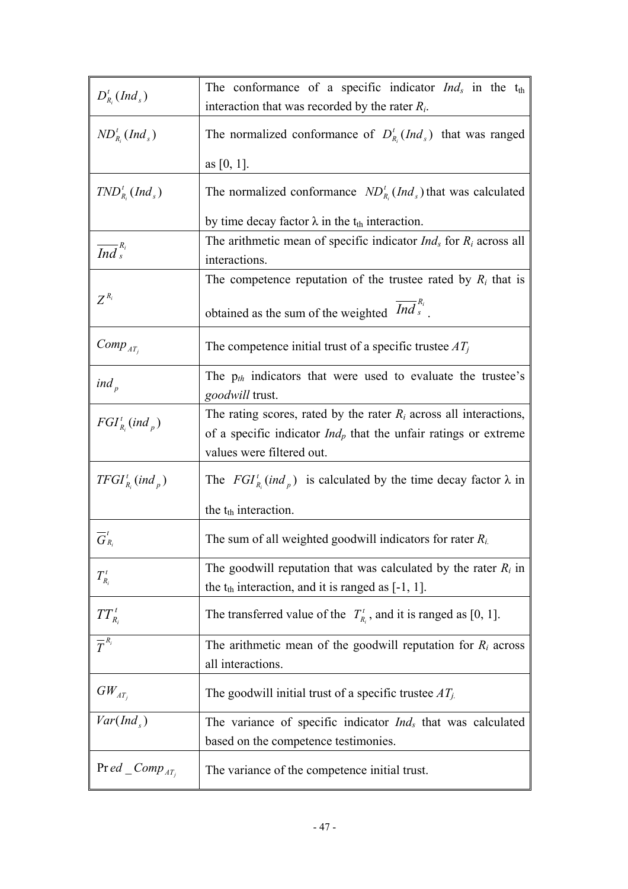| | |
|---|---|
| $D_{R_i}^t(Ind_s)$ | The conformance of a specific indicator $Ind_s$ in the $t_{th}$ interaction that was recorded by the rater $R_i$. |
| $ND_{R_i}^t(Ind_s)$ | The normalized conformance of $D_{R_i}^t(Ind_s)$ that was ranged as [0, 1]. |
| $TND_{R_i}^t(Ind_s)$ | The normalized conformance $ND_{R_i}^t(Ind_s)$ that was calculated by time decay factor λ in the $t_{th}$ interaction. |
| $\overline{Ind}_s^{R_i}$ | The arithmetic mean of specific indicator $Ind_s$ for $R_i$ across all interactions. |
| $Z^{R_i}$ | The competence reputation of the trustee rated by $R_i$ that is obtained as the sum of the weighted $\overline{Ind}_s^{R_i}$. |
| $Comp_{AT_j}$ | The competence initial trust of a specific trustee $AT_j$ |
| $ind_p$ | The $p_{th}$ indicators that were used to evaluate the trustee's *goodwill* trust. |
| $FGI_{R_i}^t(ind_p)$ | The rating scores, rated by the rater $R_i$ across all interactions, of a specific indicator $Ind_p$ that the unfair ratings or extreme values were filtered out. |
| $TFGI_{R_i}^t(ind_p)$ | The $FGI_{R_i}^t(ind_p)$ is calculated by the time decay factor λ in the $t_{th}$ interaction. |
| $\overline{G}_{R_i}^t$ | The sum of all weighted goodwill indicators for rater $R_i$. |
| $T_{R_i}^t$ | The goodwill reputation that was calculated by the rater $R_i$ in the $t_{th}$ interaction, and it is ranged as [-1, 1]. |
| $TT_{R_i}^t$ | The transferred value of the $T_{R_i}^t$, and it is ranged as [0, 1]. |
| $\overline{T}^{R_i}$ | The arithmetic mean of the goodwill reputation for $R_i$ across all interactions. |
| $GW_{AT_j}$ | The goodwill initial trust of a specific trustee $AT_j$. |
| $Var(Ind_s)$ | The variance of specific indicator $Ind_s$ that was calculated based on the competence testimonies. |
| $Pred\_Comp_{AT_j}$ | The variance of the competence initial trust. |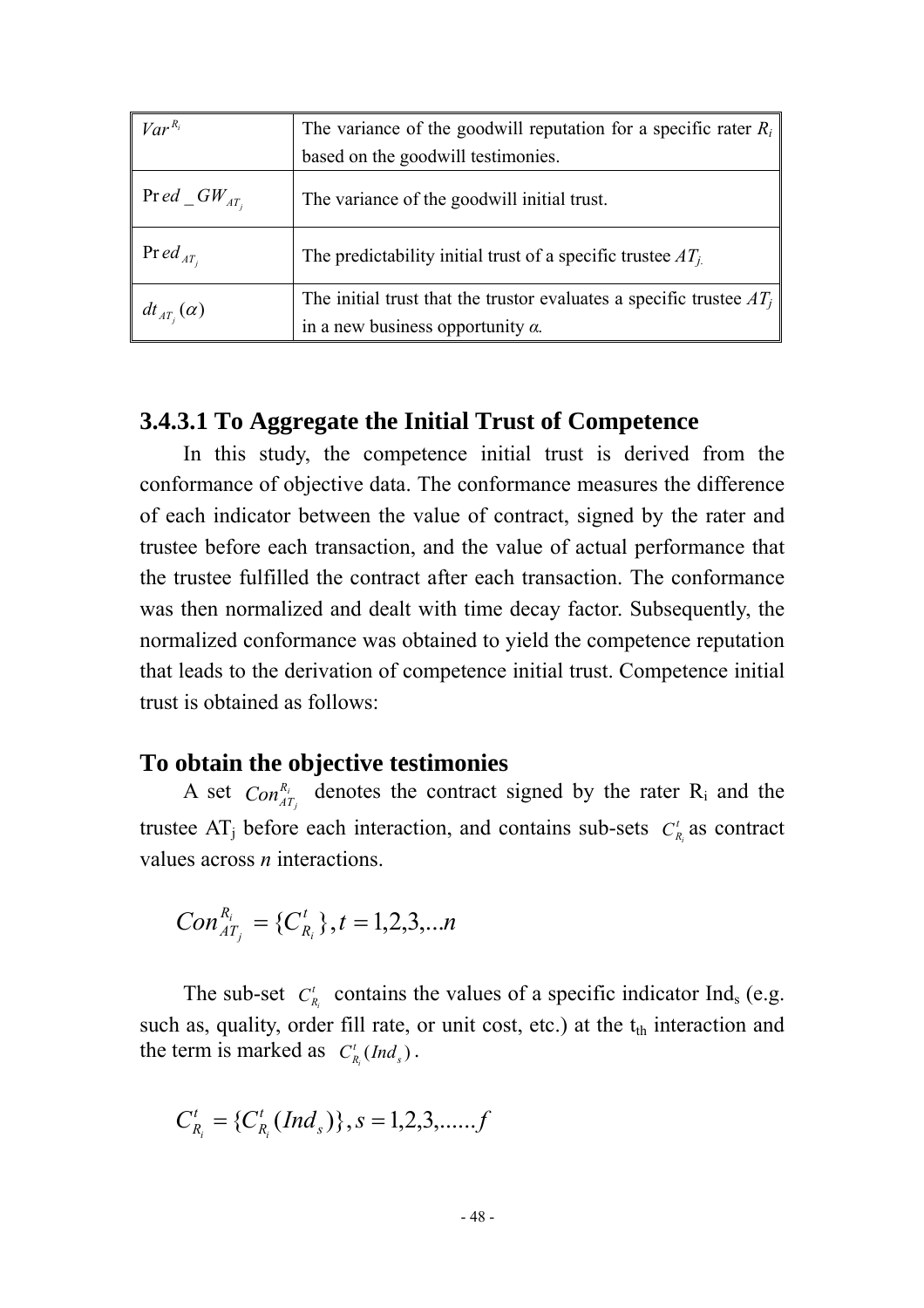| | |
|---|---|
| $Var^{R_i}$ | The variance of the goodwill reputation for a specific rater $R_i$ based on the goodwill testimonies. |
| $\Pr ed\_GW_{AT_j}$ | The variance of the goodwill initial trust. |
| $\Pr ed_{AT_j}$ | The predictability initial trust of a specific trustee $AT_j$. |
| $dt_{AT_j}(\alpha)$ | The initial trust that the trustor evaluates a specific trustee $AT_j$ in a new business opportunity $\alpha$. |

### 3.4.3.1 To Aggregate the Initial Trust of Competence

In this study, the competence initial trust is derived from the conformance of objective data. The conformance measures the difference of each indicator between the value of contract, signed by the rater and trustee before each transaction, and the value of actual performance that the trustee fulfilled the contract after each transaction. The conformance was then normalized and dealt with time decay factor. Subsequently, the normalized conformance was obtained to yield the competence reputation that leads to the derivation of competence initial trust. Competence initial trust is obtained as follows:

### To obtain the objective testimonies

A set $Con_{AT_j}^{R_i}$ denotes the contract signed by the rater $R_i$ and the trustee $AT_j$ before each interaction, and contains sub-sets $C_{R_i}^{t}$ as contract values across *n* interactions.

$$Con_{AT_j}^{R_i} = \{C_{R_i}^{t}\}, t = 1,2,3,...n$$

The sub-set $C_{R_i}^{t}$ contains the values of a specific indicator $Ind_s$ (e.g. such as, quality, order fill rate, or unit cost, etc.) at the $t_{th}$ interaction and the term is marked as $C_{R_i}^{t}(Ind_s)$.

$$C_{R_i}^{t} = \{C_{R_i}^{t}(Ind_s)\}, s = 1,2,3,......f$$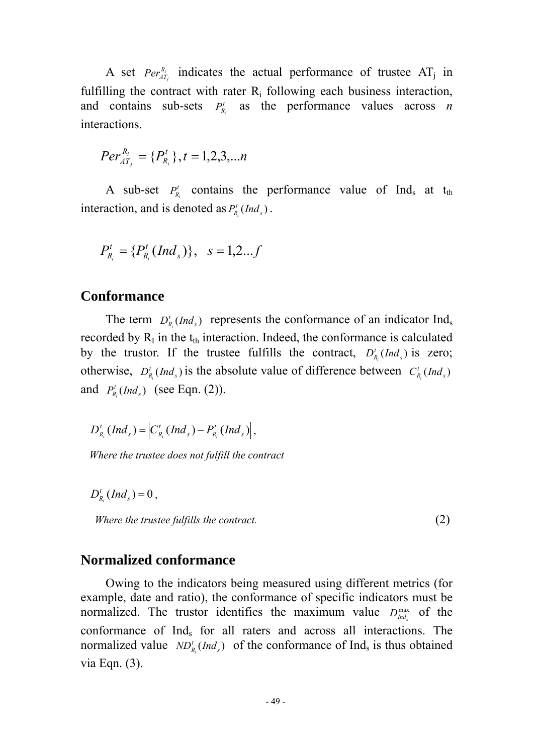A set $Per_{AT_j}^{R_i}$ indicates the actual performance of trustee $AT_j$ in fulfilling the contract with rater $R_i$ following each business interaction, and contains sub-sets $P_{R_i}^{t}$ as the performance values across *n* interactions.

$$Per_{AT_j}^{R_i} = \{P_{R_i}^{t}\}, t = 1,2,3,...n$$

A sub-set $P_{R_i}^{t}$ contains the performance value of $Ind_s$ at $t_{th}$ interaction, and is denoted as $P_{R_i}^{t}(Ind_s)$.

$$P_{R_i}^{t} = \{P_{R_i}^{t}(Ind_s)\}, \quad s = 1,2...f$$

## Conformance

The term $D_{R_i}^{t}(Ind_s)$ represents the conformance of an indicator $Ind_s$ recorded by $R_I$ in the $t_{th}$ interaction. Indeed, the conformance is calculated by the trustor. If the trustee fulfills the contract, $D_{R_i}^{t}(Ind_s)$ is zero; otherwise, $D_{R_i}^{t}(Ind_s)$ is the absolute value of difference between $C_{R_i}^{t}(Ind_s)$ and $P_{R_i}^{t}(Ind_s)$ (see Eqn. (2)).

$$D_{R_i}^{t}(Ind_s) = \left| C_{R_i}^{t}(Ind_s) - P_{R_i}^{t}(Ind_s) \right|,$$

*Where the trustee does not fulfill the contract*

$$D_{R_i}^{t}(Ind_s) = 0,$$

*Where the trustee fulfills the contract.* (2)

## Normalized conformance

Owing to the indicators being measured using different metrics (for example, date and ratio), the conformance of specific indicators must be normalized. The trustor identifies the maximum value $D_{Ind_s}^{\max}$ of the conformance of $Ind_s$ for all raters and across all interactions. The normalized value $ND_{R_i}^{t}(Ind_s)$ of the conformance of $Ind_s$ is thus obtained via Eqn. (3).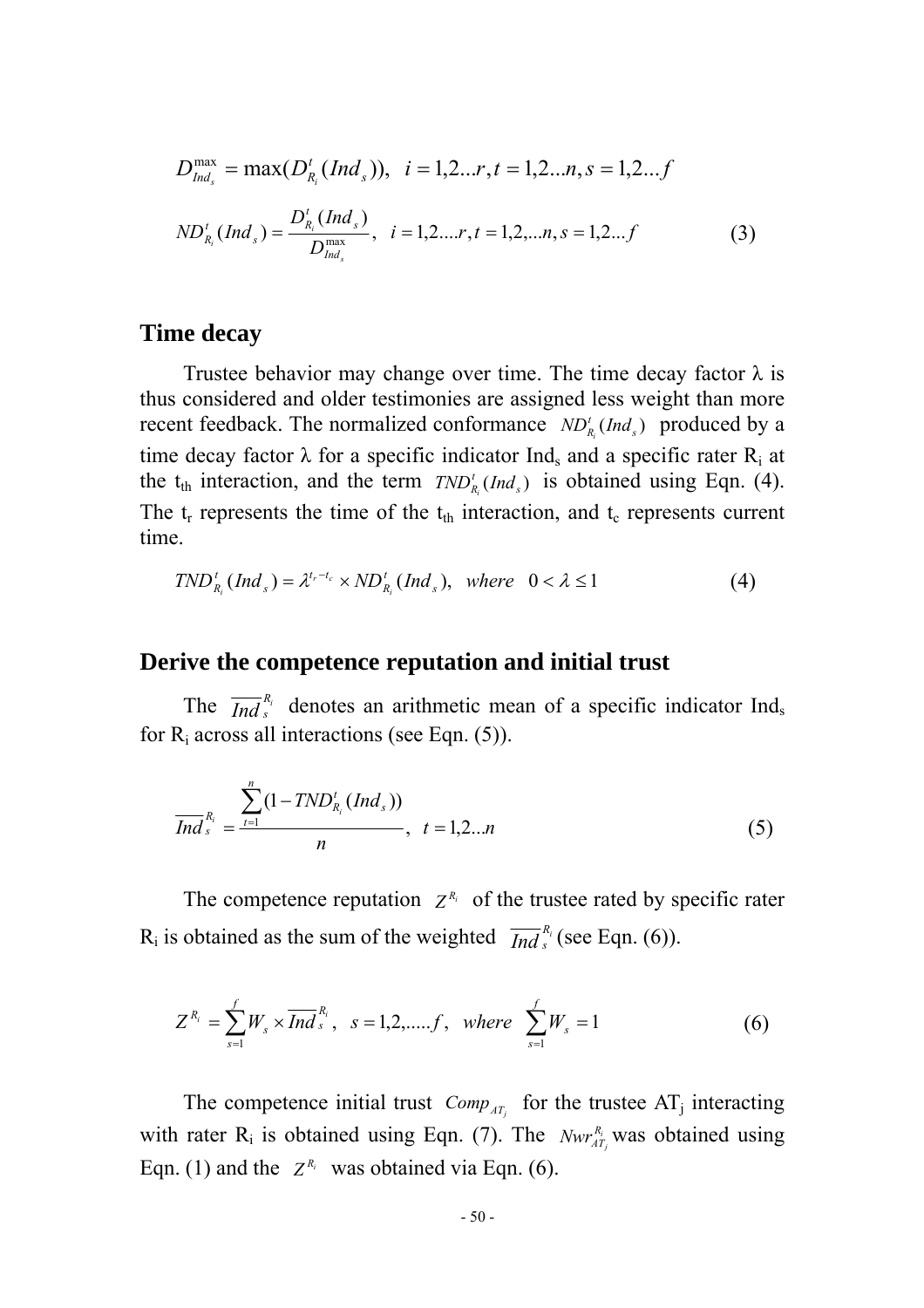$$D_{Ind_s}^{\max} = \max(D_{R_i}^{t}(Ind_s)), \quad i = 1,2...r, t = 1,2...n, s = 1,2...f$$

$$ND_{R_i}^{t}(Ind_s) = \frac{D_{R_i}^{t}(Ind_s)}{D_{Ind_s}^{\max}}, \quad i = 1,2....r, t = 1,2,...n, s = 1,2...f \tag{3}$$

## Time decay

Trustee behavior may change over time. The time decay factor $\lambda$ is thus considered and older testimonies are assigned less weight than more recent feedback. The normalized conformance $ND_{R_i}^{t}(Ind_s)$ produced by a time decay factor $\lambda$ for a specific indicator $Ind_s$ and a specific rater $R_i$ at the $t_{th}$ interaction, and the term $TND_{R_i}^{t}(Ind_s)$ is obtained using Eqn. (4). The $t_r$ represents the time of the $t_{th}$ interaction, and $t_c$ represents current time.

$$TND_{R_i}^{t}(Ind_s) = \lambda^{t_r - t_c} \times ND_{R_i}^{t}(Ind_s), \quad where \quad 0 < \lambda \leq 1 \tag{4}$$

## Derive the competence reputation and initial trust

The $\overline{Ind}_s^{R_i}$ denotes an arithmetic mean of a specific indicator $Ind_s$ for $R_i$ across all interactions (see Eqn. (5)).

$$\overline{Ind}_s^{R_i} = \frac{\sum_{t=1}^{n}(1 - TND_{R_i}^{t}(Ind_s))}{n}, \quad t = 1,2...n \tag{5}$$

The competence reputation $Z^{R_i}$ of the trustee rated by specific rater $R_i$ is obtained as the sum of the weighted $\overline{Ind}_s^{R_i}$ (see Eqn. (6)).

$$Z^{R_i} = \sum_{s=1}^{f} W_s \times \overline{Ind}_s^{R_i}, \quad s = 1,2,.....f, \quad where \quad \sum_{s=1}^{f} W_s = 1 \tag{6}$$

The competence initial trust $Comp_{AT_j}$ for the trustee $AT_j$ interacting with rater $R_i$ is obtained using Eqn. (7). The $Nwr_{AT_j}^{R_i}$ was obtained using Eqn. (1) and the $Z^{R_i}$ was obtained via Eqn. (6).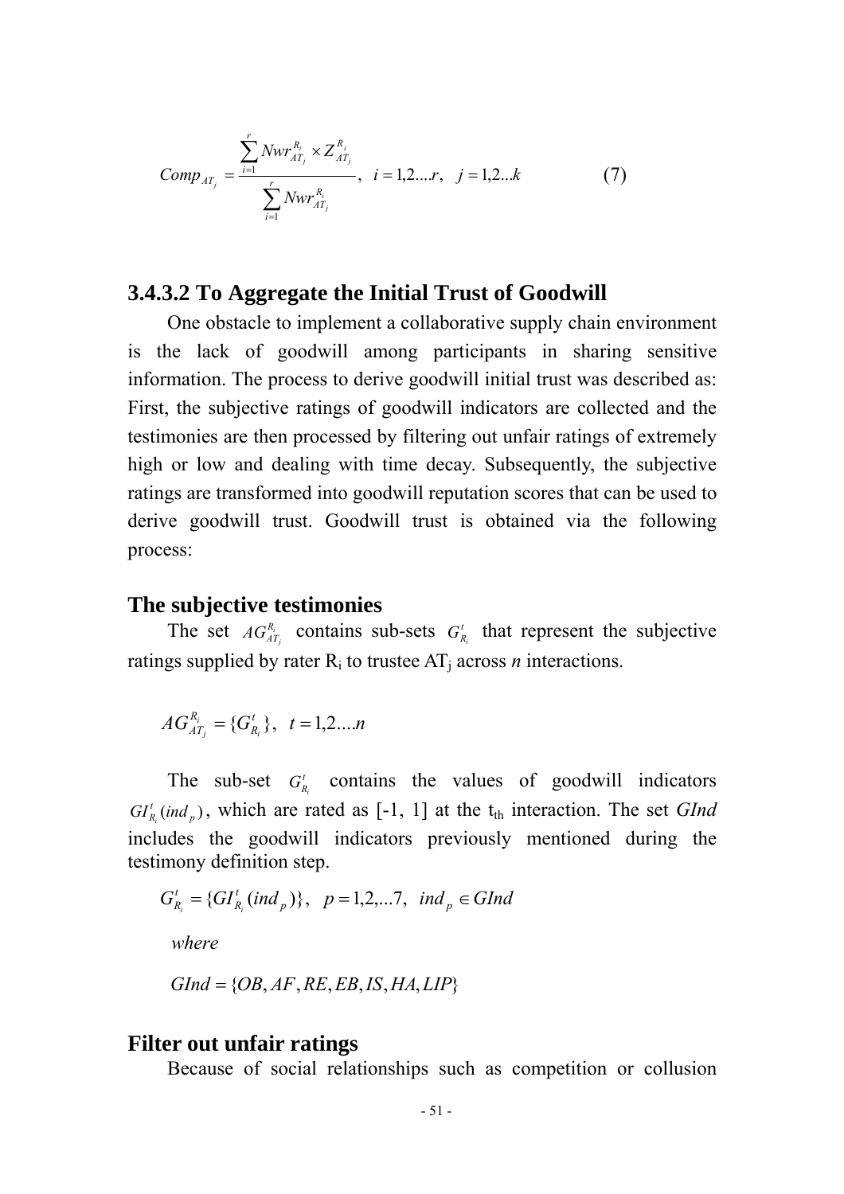$$Comp_{AT_j} = \frac{\sum_{i=1}^{r} Nwr_{AT_j}^{R_i} \times Z_{AT_j}^{R_i}}{\sum_{i=1}^{r} Nwr_{AT_j}^{R_i}}, \quad i = 1,2....r, \quad j = 1,2...k \tag{7}$$

### 3.4.3.2 To Aggregate the Initial Trust of Goodwill

One obstacle to implement a collaborative supply chain environment is the lack of goodwill among participants in sharing sensitive information. The process to derive goodwill initial trust was described as: First, the subjective ratings of goodwill indicators are collected and the testimonies are then processed by filtering out unfair ratings of extremely high or low and dealing with time decay. Subsequently, the subjective ratings are transformed into goodwill reputation scores that can be used to derive goodwill trust. Goodwill trust is obtained via the following process:

## The subjective testimonies

The set $AG_{AT_j}^{R_i}$ contains sub-sets $G_{R_i}^{t}$ that represent the subjective ratings supplied by rater $R_i$ to trustee $AT_j$ across *n* interactions.

$$AG_{AT_j}^{R_i} = \{G_{R_i}^{t}\}, \quad t = 1,2....n$$

The sub-set $G_{R_i}^{t}$ contains the values of goodwill indicators $GI_{R_i}^{t}(ind_p)$, which are rated as [-1, 1] at the $t_{th}$ interaction. The set *GInd* includes the goodwill indicators previously mentioned during the testimony definition step.

$$G_{R_i}^{t} = \{GI_{R_i}^{t}(ind_p)\}, \quad p = 1,2,...7, \quad ind_p \in GInd$$

*where*

$$GInd = \{OB, AF, RE, EB, IS, HA, LIP\}$$

## Filter out unfair ratings

Because of social relationships such as competition or collusion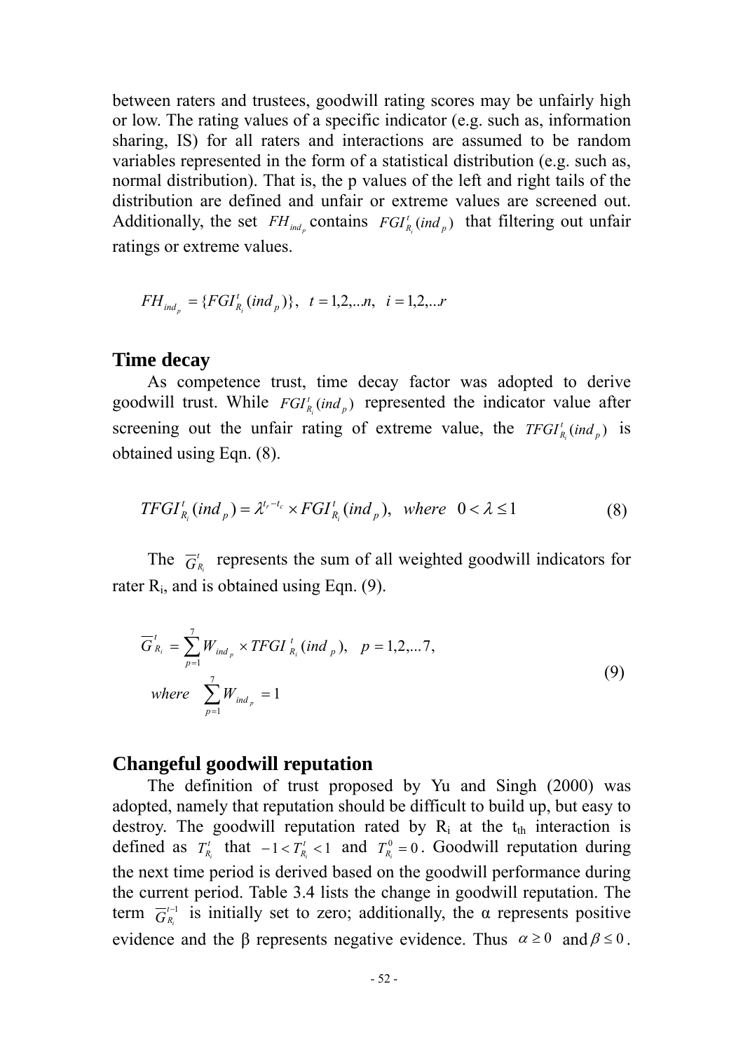between raters and trustees, goodwill rating scores may be unfairly high or low. The rating values of a specific indicator (e.g. such as, information sharing, IS) for all raters and interactions are assumed to be random variables represented in the form of a statistical distribution (e.g. such as, normal distribution). That is, the p values of the left and right tails of the distribution are defined and unfair or extreme values are screened out. Additionally, the set $FH_{ind_p}$ contains $FGI_{R_i}^{t}(ind_p)$ that filtering out unfair ratings or extreme values.

$$FH_{ind_p} = \{FGI_{R_i}^{t}(ind_p)\}, \;\; t = 1,2,...n, \;\; i = 1,2,...r$$

## Time decay

As competence trust, time decay factor was adopted to derive goodwill trust. While $FGI_{R_i}^{t}(ind_p)$ represented the indicator value after screening out the unfair rating of extreme value, the $TFGI_{R_i}^{t}(ind_p)$ is obtained using Eqn. (8).

$$TFGI_{R_i}^{t}(ind_p) = \lambda^{t_r - t_c} \times FGI_{R_i}^{t}(ind_p), \;\; where \;\; 0 < \lambda \le 1 \tag{8}$$

The $\overline{G}_{R_i}^{t}$ represents the sum of all weighted goodwill indicators for rater $R_i$, and is obtained using Eqn. (9).

$$\begin{aligned} &\overline{G}_{R_i}^{t} = \sum_{p=1}^{7} W_{ind_p} \times TFGI_{R_i}^{t}(ind_p), \quad p = 1,2,...7, \\ &where \quad \sum_{p=1}^{7} W_{ind_p} = 1 \end{aligned} \tag{9}$$

## Changeful goodwill reputation

The definition of trust proposed by Yu and Singh (2000) was adopted, namely that reputation should be difficult to build up, but easy to destroy. The goodwill reputation rated by $R_i$ at the $t_{th}$ interaction is defined as $T_{R_i}^{t}$ that $-1 < T_{R_i}^{t} < 1$ and $T_{R_i}^{0} = 0$. Goodwill reputation during the next time period is derived based on the goodwill performance during the current period. Table 3.4 lists the change in goodwill reputation. The term $\overline{G}_{R_i}^{t-1}$ is initially set to zero; additionally, the α represents positive evidence and the β represents negative evidence. Thus $\alpha \ge 0$ and $\beta \le 0$.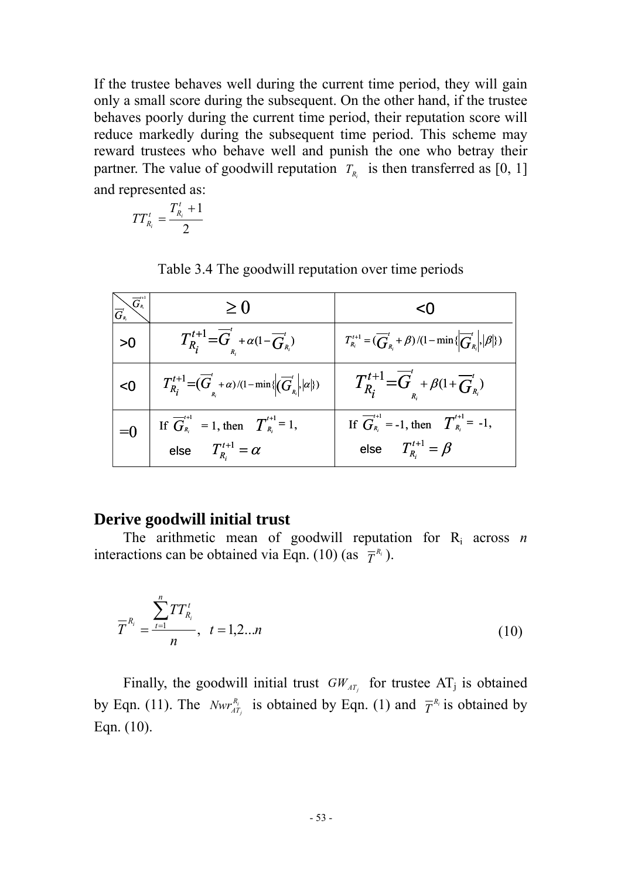If the trustee behaves well during the current time period, they will gain only a small score during the subsequent. On the other hand, if the trustee behaves poorly during the current time period, their reputation score will reduce markedly during the subsequent time period. This scheme may reward trustees who behave well and punish the one who betray their partner. The value of goodwill reputation $T_{R_i}$ is then transferred as [0, 1] and represented as:

$$TT_{R_i}^t = \frac{T_{R_i}^t + 1}{2}$$

Table 3.4 The goodwill reputation over time periods

| $\overline{G}_{R_i}^{t+1}$ / $\overline{G}_{R_i}^{t}$ | $\geq 0$ | <0 |
|---|---|---|
| >0 | $T_{R_i}^{t+1} = \overline{G}_{R_i}^t + \alpha(1 - \overline{G}_{R_i}^t)$ | $T_{R_i}^{t+1} = (\overline{G}_{R_i}^t + \beta)/(1 - \min\{\lvert\overline{G}_{R_i}^t\rvert, \lvert\beta\rvert\})$ |
| <0 | $T_{R_i}^{t+1} = (\overline{G}_{R_i}^t + \alpha)/(1 - \min\{\lvert\overline{G}_{R_i}^t\rvert, \lvert\alpha\rvert\})$ | $T_{R_i}^{t+1} = \overline{G}_{R_i}^t + \beta(1 + \overline{G}_{R_i}^t)$ |
| =0 | If $\overline{G}_{R_i}^{t+1} = 1$, then $T_{R_i}^{t+1} = 1$, else $T_{R_i}^{t+1} = \alpha$ | If $\overline{G}_{R_i}^{t+1} = -1$, then $T_{R_i}^{t+1} = -1$, else $T_{R_i}^{t+1} = \beta$ |

## Derive goodwill initial trust

The arithmetic mean of goodwill reputation for $R_i$ across $n$ interactions can be obtained via Eqn. (10) (as $\overline{T}^{R_i}$).

$$\overline{T}^{R_i} = \frac{\sum_{t=1}^{n} TT_{R_i}^t}{n}, \quad t = 1,2...n \tag{10}$$

Finally, the goodwill initial trust $GW_{AT_j}$ for trustee $AT_j$ is obtained by Eqn. (11). The $Nwr_{AT_j}^{R_i}$ is obtained by Eqn. (1) and $\overline{T}^{R_i}$ is obtained by Eqn. (10).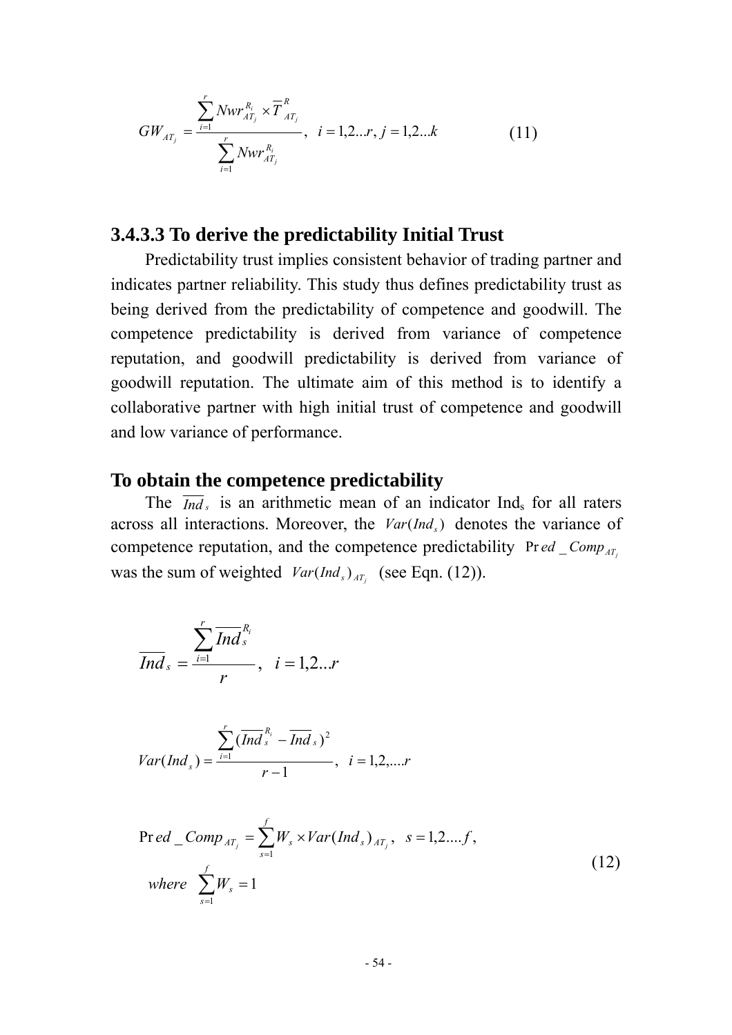$$GW_{AT_j} = \frac{\sum_{i=1}^{r} Nwr_{AT_j}^{R_i} \times \overline{T}_{AT_j}^{R}}{\sum_{i=1}^{r} Nwr_{AT_j}^{R_i}}, \quad i = 1,2...r, \ j = 1,2...k \tag{11}$$

### 3.4.3.3 To derive the predictability Initial Trust

Predictability trust implies consistent behavior of trading partner and indicates partner reliability. This study thus defines predictability trust as being derived from the predictability of competence and goodwill. The competence predictability is derived from variance of competence reputation, and goodwill predictability is derived from variance of goodwill reputation. The ultimate aim of this method is to identify a collaborative partner with high initial trust of competence and goodwill and low variance of performance.

### To obtain the competence predictability

The $\overline{Ind}_s$ is an arithmetic mean of an indicator $Ind_s$ for all raters across all interactions. Moreover, the $Var(Ind_s)$ denotes the variance of competence reputation, and the competence predictability $Pred\_Comp_{AT_j}$ was the sum of weighted $Var(Ind_s)_{AT_j}$ (see Eqn. (12)).

$$\overline{Ind}_s = \frac{\sum_{i=1}^{r} \overline{Ind}_s^{R_i}}{r}, \quad i = 1,2...r$$

$$Var(Ind_s) = \frac{\sum_{i=1}^{r} (\overline{Ind}_s^{R_i} - \overline{Ind}_s)^2}{r-1}, \quad i = 1,2,....r$$

$$Pred\_Comp_{AT_j} = \sum_{s=1}^{f} W_s \times Var(Ind_s)_{AT_j}, \quad s = 1,2....f, \qquad where \ \sum_{s=1}^{f} W_s = 1 \tag{12}$$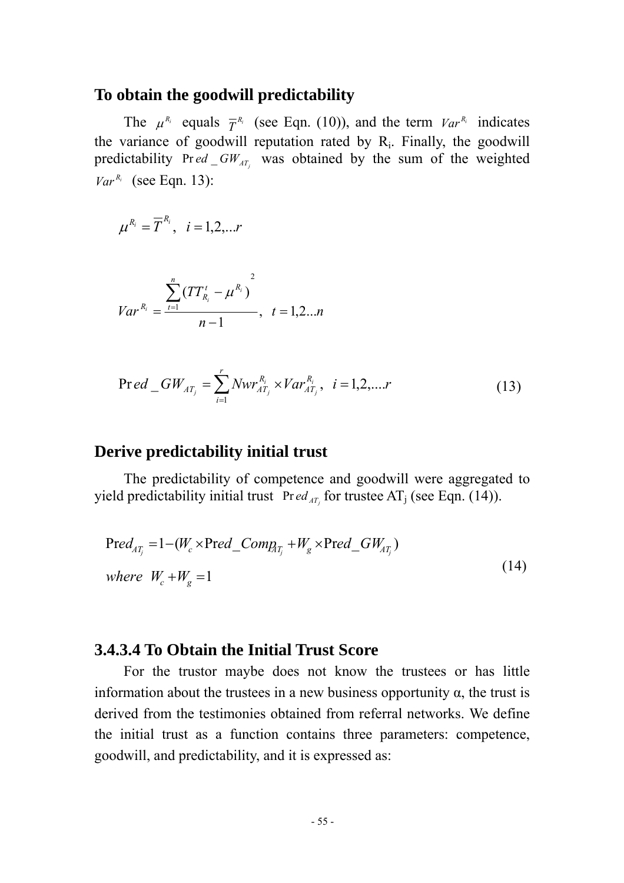### To obtain the goodwill predictability

The $\mu^{R_i}$ equals $\overline{T}^{R_i}$ (see Eqn. (10)), and the term $Var^{R_i}$ indicates the variance of goodwill reputation rated by $R_i$. Finally, the goodwill predictability $\Pr ed\_GW_{AT_j}$ was obtained by the sum of the weighted $Var^{R_i}$ (see Eqn. 13):

$$\mu^{R_i} = \overline{T}^{R_i}, \quad i = 1,2,...r$$

$$Var^{R_i} = \frac{\sum_{t=1}^{n} (TT_{R_i}^{t} - \mu^{R_i})^2}{n-1}, \quad t = 1,2...n$$

$$\Pr ed\_GW_{AT_j} = \sum_{i=1}^{r} Nwr_{AT_j}^{R_i} \times Var_{AT_j}^{R_i}, \quad i = 1,2,....r \tag{13}$$

### Derive predictability initial trust

The predictability of competence and goodwill were aggregated to yield predictability initial trust $\Pr ed_{AT_j}$ for trustee $AT_j$ (see Eqn. (14)).

$$\Pr ed_{AT_j} = 1 - (W_c \times \Pr ed\_Comp_{AT_j} + W_g \times \Pr ed\_GW_{AT_j})$$
$$where \;\; W_c + W_g = 1 \tag{14}$$

### 3.4.3.4 To Obtain the Initial Trust Score

For the trustor maybe does not know the trustees or has little information about the trustees in a new business opportunity α, the trust is derived from the testimonies obtained from referral networks. We define the initial trust as a function contains three parameters: competence, goodwill, and predictability, and it is expressed as: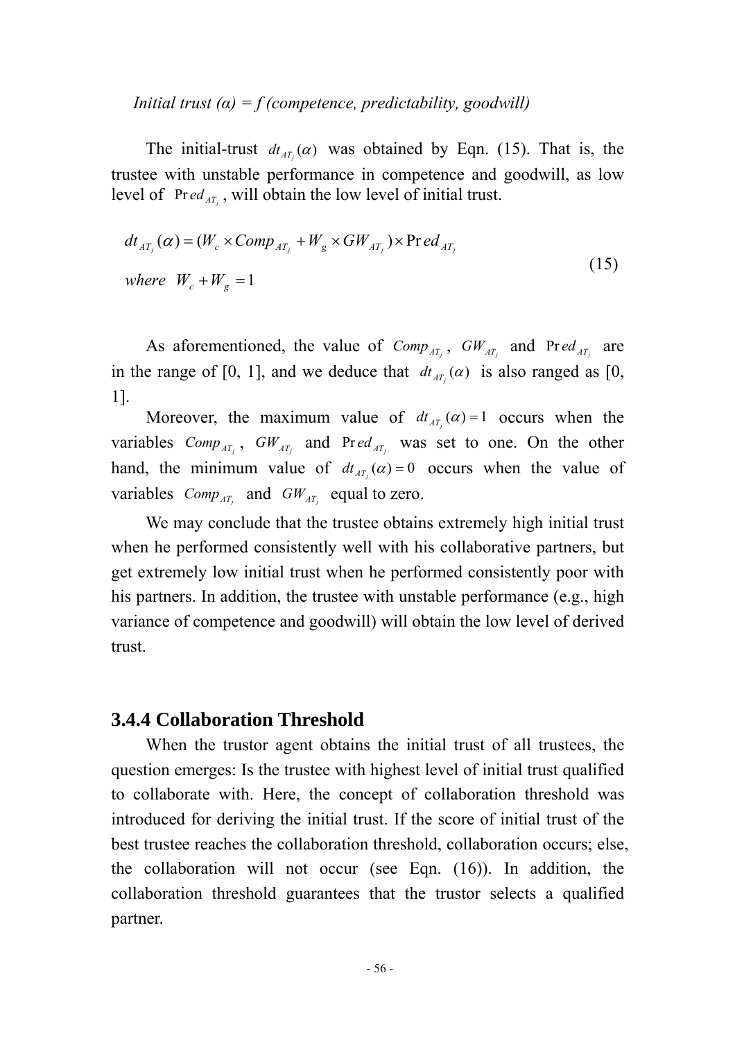*Initial trust (α) = f (competence, predictability, goodwill)*

The initial-trust $dt_{AT_j}(\alpha)$ was obtained by Eqn. (15). That is, the trustee with unstable performance in competence and goodwill, as low level of $\Pr ed_{AT_j}$, will obtain the low level of initial trust.

$$dt_{AT_j}(\alpha) = (W_c \times Comp_{AT_j} + W_g \times GW_{AT_j}) \times \Pr ed_{AT_j}$$
$$where \;\; W_c + W_g = 1 \tag{15}$$

As aforementioned, the value of $Comp_{AT_j}$, $GW_{AT_j}$ and $\Pr ed_{AT_j}$ are in the range of [0, 1], and we deduce that $dt_{AT_j}(\alpha)$ is also ranged as [0, 1].

Moreover, the maximum value of $dt_{AT_j}(\alpha) = 1$ occurs when the variables $Comp_{AT_j}$, $GW_{AT_j}$ and $\Pr ed_{AT_j}$ was set to one. On the other hand, the minimum value of $dt_{AT_j}(\alpha) = 0$ occurs when the value of variables $Comp_{AT_j}$ and $GW_{AT_j}$ equal to zero.

We may conclude that the trustee obtains extremely high initial trust when he performed consistently well with his collaborative partners, but get extremely low initial trust when he performed consistently poor with his partners. In addition, the trustee with unstable performance (e.g., high variance of competence and goodwill) will obtain the low level of derived trust.

### 3.4.4 Collaboration Threshold

When the trustor agent obtains the initial trust of all trustees, the question emerges: Is the trustee with highest level of initial trust qualified to collaborate with. Here, the concept of collaboration threshold was introduced for deriving the initial trust. If the score of initial trust of the best trustee reaches the collaboration threshold, collaboration occurs; else, the collaboration will not occur (see Eqn. (16)). In addition, the collaboration threshold guarantees that the trustor selects a qualified partner.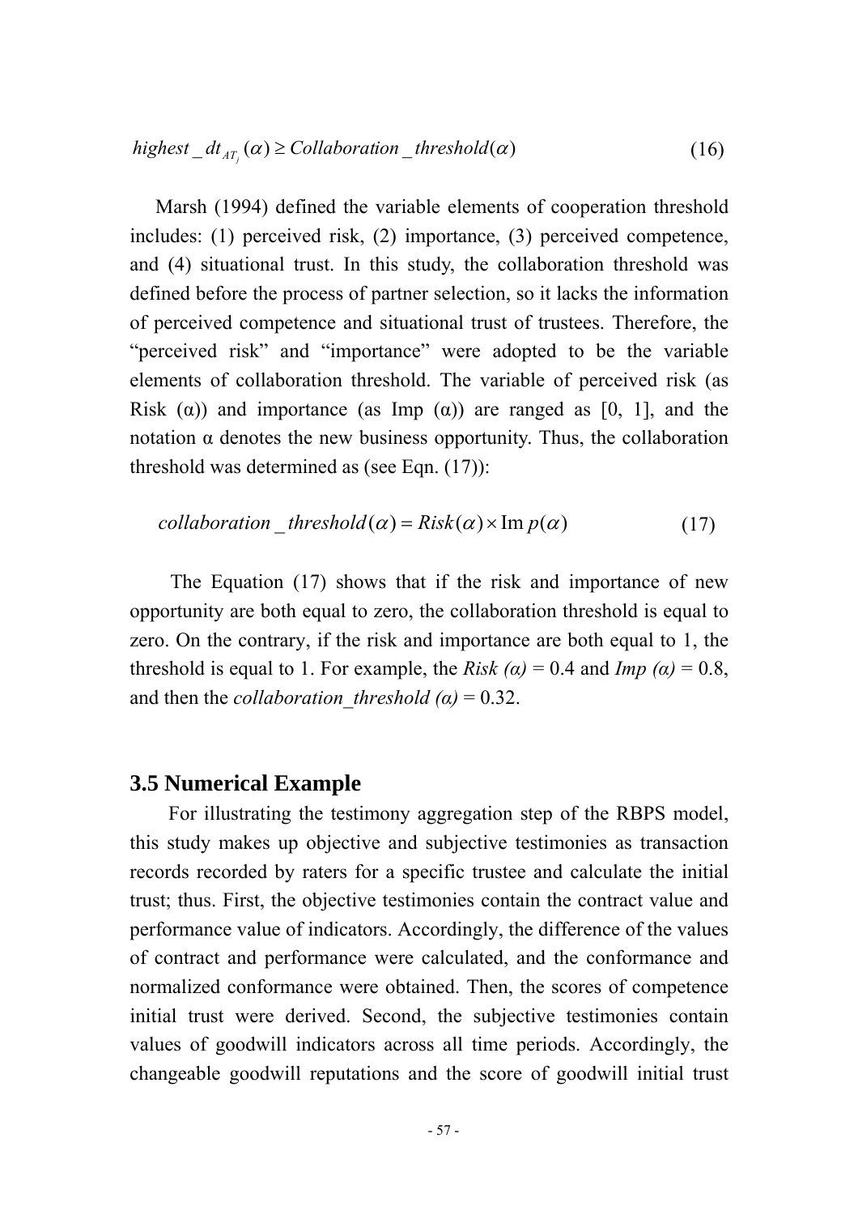$$highest\_dt_{AT_j}(\alpha) \geq Collaboration\_threshold(\alpha) \tag{16}$$

Marsh (1994) defined the variable elements of cooperation threshold includes: (1) perceived risk, (2) importance, (3) perceived competence, and (4) situational trust. In this study, the collaboration threshold was defined before the process of partner selection, so it lacks the information of perceived competence and situational trust of trustees. Therefore, the "perceived risk" and "importance" were adopted to be the variable elements of collaboration threshold. The variable of perceived risk (as Risk (α)) and importance (as Imp (α)) are ranged as [0, 1], and the notation α denotes the new business opportunity. Thus, the collaboration threshold was determined as (see Eqn. (17)):

$$collaboration\_threshold(\alpha) = Risk(\alpha) \times \mathrm{Im}\, p(\alpha) \tag{17}$$

The Equation (17) shows that if the risk and importance of new opportunity are both equal to zero, the collaboration threshold is equal to zero. On the contrary, if the risk and importance are both equal to 1, the threshold is equal to 1. For example, the *Risk (α)* = 0.4 and *Imp (α)* = 0.8, and then the *collaboration_threshold (α)* = 0.32.

## 3.5 Numerical Example

For illustrating the testimony aggregation step of the RBPS model, this study makes up objective and subjective testimonies as transaction records recorded by raters for a specific trustee and calculate the initial trust; thus. First, the objective testimonies contain the contract value and performance value of indicators. Accordingly, the difference of the values of contract and performance were calculated, and the conformance and normalized conformance were obtained. Then, the scores of competence initial trust were derived. Second, the subjective testimonies contain values of goodwill indicators across all time periods. Accordingly, the changeable goodwill reputations and the score of goodwill initial trust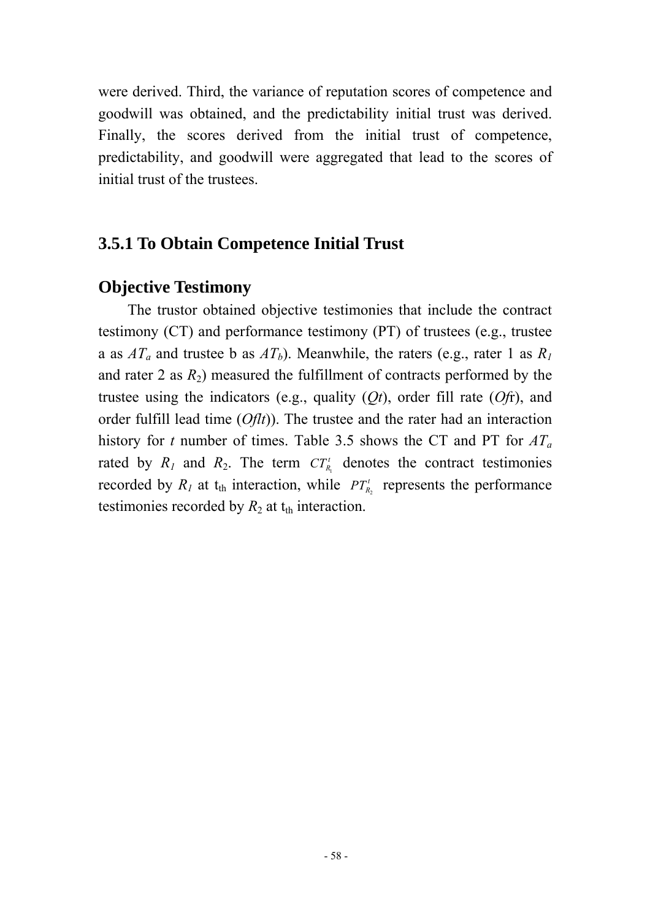were derived. Third, the variance of reputation scores of competence and goodwill was obtained, and the predictability initial trust was derived. Finally, the scores derived from the initial trust of competence, predictability, and goodwill were aggregated that lead to the scores of initial trust of the trustees.

### 3.5.1 To Obtain Competence Initial Trust

#### Objective Testimony

The trustor obtained objective testimonies that include the contract testimony (CT) and performance testimony (PT) of trustees (e.g., trustee a as $AT_a$ and trustee b as $AT_b$). Meanwhile, the raters (e.g., rater 1 as $R_1$ and rater 2 as $R_2$) measured the fulfillment of contracts performed by the trustee using the indicators (e.g., quality (*Qt*), order fill rate (*Of*r), and order fulfill lead time (*Oflt*)). The trustee and the rater had an interaction history for *t* number of times. Table 3.5 shows the CT and PT for $AT_a$ rated by $R_1$ and $R_2$. The term $CT^t_{R_1}$ denotes the contract testimonies recorded by $R_1$ at $t_{th}$ interaction, while $PT^t_{R_2}$ represents the performance testimonies recorded by $R_2$ at $t_{th}$ interaction.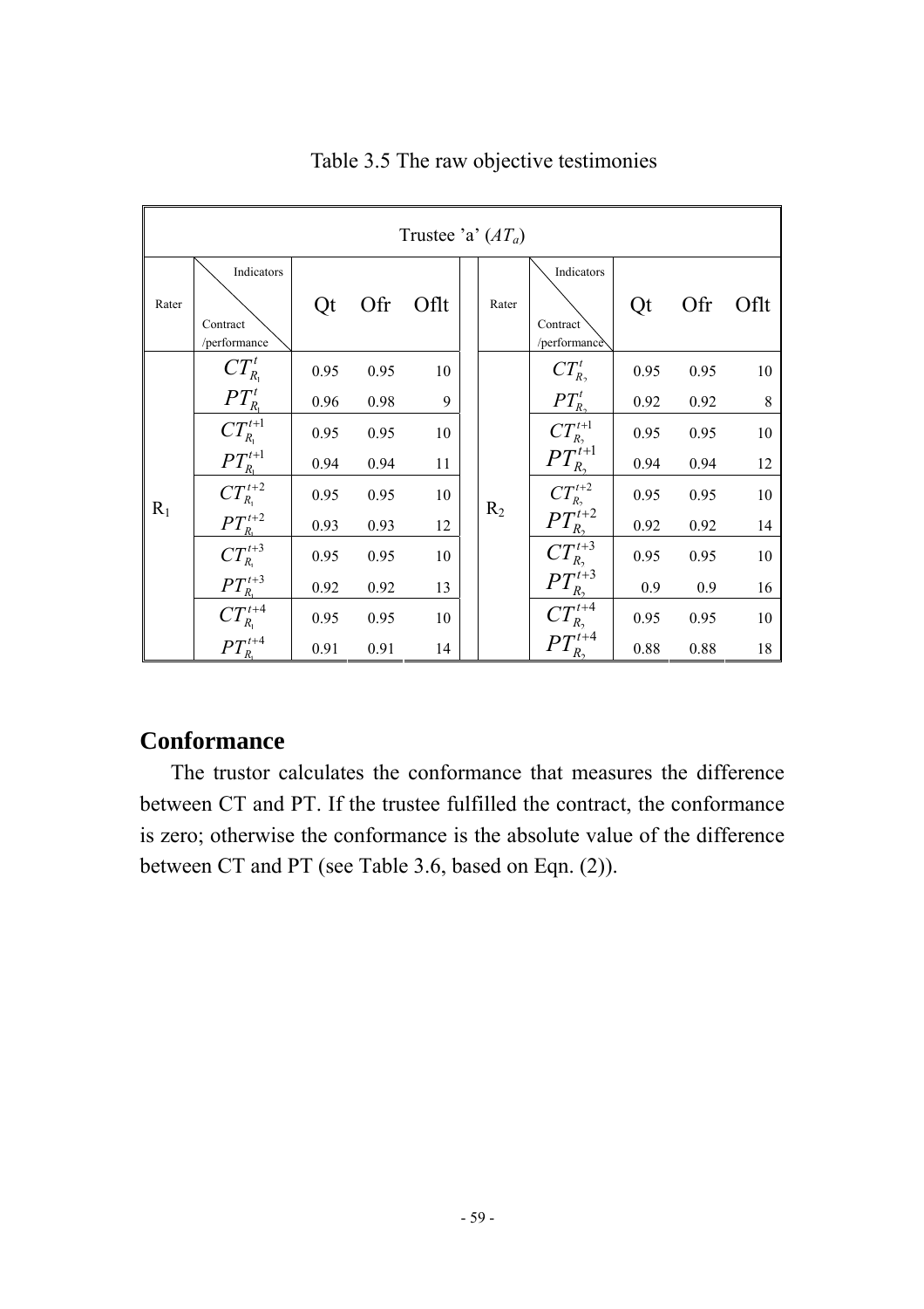Table 3.5 The raw objective testimonies

| Trustee 'a' ($AT_a$) | | | | | | | | | |
|---|---|---|---|---|---|---|---|---|---|
| Rater | Indicators / Contract /performance | Qt | Ofr | Oflt | Rater | Indicators / Contract /performance | Qt | Ofr | Oflt |
| $R_1$ | $CT_{R_1}^{t}$ | 0.95 | 0.95 | 10 | $R_2$ | $CT_{R_2}^{t}$ | 0.95 | 0.95 | 10 |
| | $PT_{R_1}^{t}$ | 0.96 | 0.98 | 9 | | $PT_{R_2}^{t}$ | 0.92 | 0.92 | 8 |
| | $CT_{R_1}^{t+1}$ | 0.95 | 0.95 | 10 | | $CT_{R_2}^{t+1}$ | 0.95 | 0.95 | 10 |
| | $PT_{R_1}^{t+1}$ | 0.94 | 0.94 | 11 | | $PT_{R_2}^{t+1}$ | 0.94 | 0.94 | 12 |
| | $CT_{R_1}^{t+2}$ | 0.95 | 0.95 | 10 | | $CT_{R_2}^{t+2}$ | 0.95 | 0.95 | 10 |
| | $PT_{R_1}^{t+2}$ | 0.93 | 0.93 | 12 | | $PT_{R_2}^{t+2}$ | 0.92 | 0.92 | 14 |
| | $CT_{R_1}^{t+3}$ | 0.95 | 0.95 | 10 | | $CT_{R_2}^{t+3}$ | 0.95 | 0.95 | 10 |
| | $PT_{R_1}^{t+3}$ | 0.92 | 0.92 | 13 | | $PT_{R_2}^{t+3}$ | 0.9 | 0.9 | 16 |
| | $CT_{R_1}^{t+4}$ | 0.95 | 0.95 | 10 | | $CT_{R_2}^{t+4}$ | 0.95 | 0.95 | 10 |
| | $PT_{R_1}^{t+4}$ | 0.91 | 0.91 | 14 | | $PT_{R_2}^{t+4}$ | 0.88 | 0.88 | 18 |

## Conformance

The trustor calculates the conformance that measures the difference between CT and PT. If the trustee fulfilled the contract, the conformance is zero; otherwise the conformance is the absolute value of the difference between CT and PT (see Table 3.6, based on Eqn. (2)).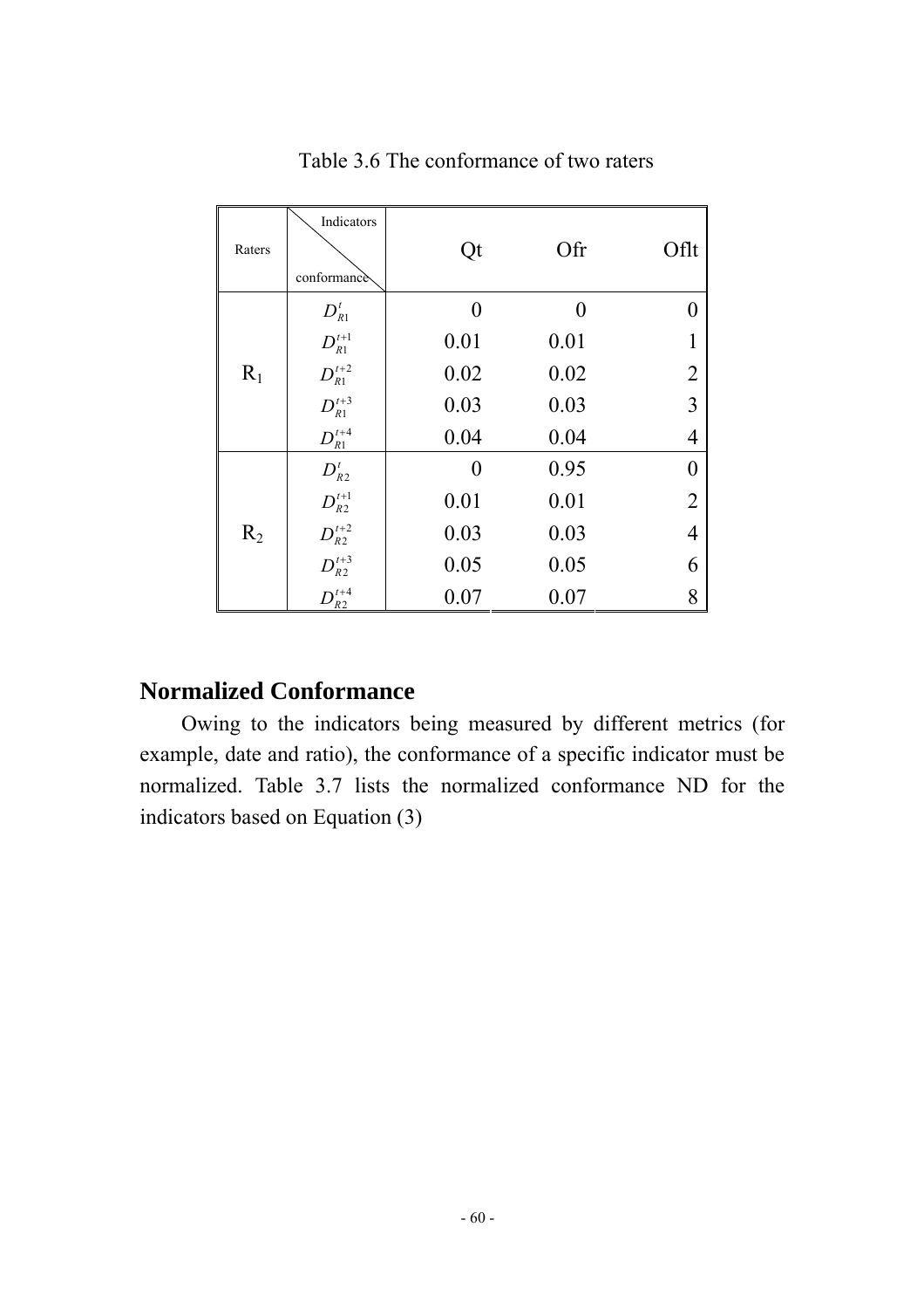Table 3.6 The conformance of two raters

| Raters | Indicators / conformance | Qt | Ofr | Oflt |
|---|---|---|---|---|
| $R_1$ | $D_{R1}^{t}$ | 0 | 0 | 0 |
| | $D_{R1}^{t+1}$ | 0.01 | 0.01 | 1 |
| | $D_{R1}^{t+2}$ | 0.02 | 0.02 | 2 |
| | $D_{R1}^{t+3}$ | 0.03 | 0.03 | 3 |
| | $D_{R1}^{t+4}$ | 0.04 | 0.04 | 4 |
| $R_2$ | $D_{R2}^{t}$ | 0 | 0.95 | 0 |
| | $D_{R2}^{t+1}$ | 0.01 | 0.01 | 2 |
| | $D_{R2}^{t+2}$ | 0.03 | 0.03 | 4 |
| | $D_{R2}^{t+3}$ | 0.05 | 0.05 | 6 |
| | $D_{R2}^{t+4}$ | 0.07 | 0.07 | 8 |

## Normalized Conformance

Owing to the indicators being measured by different metrics (for example, date and ratio), the conformance of a specific indicator must be normalized. Table 3.7 lists the normalized conformance ND for the indicators based on Equation (3)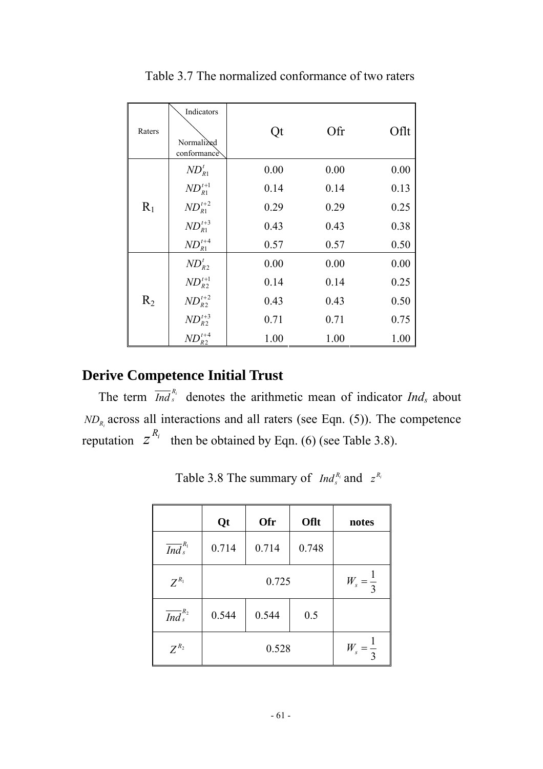Table 3.7 The normalized conformance of two raters

| Raters | Indicators / Normalized conformance | Qt | Ofr | Oflt |
|---|---|---|---|---|
| $R_1$ | $ND_{R1}^{t}$ | 0.00 | 0.00 | 0.00 |
| | $ND_{R1}^{t+1}$ | 0.14 | 0.14 | 0.13 |
| | $ND_{R1}^{t+2}$ | 0.29 | 0.29 | 0.25 |
| | $ND_{R1}^{t+3}$ | 0.43 | 0.43 | 0.38 |
| | $ND_{R1}^{t+4}$ | 0.57 | 0.57 | 0.50 |
| $R_2$ | $ND_{R2}^{t}$ | 0.00 | 0.00 | 0.00 |
| | $ND_{R2}^{t+1}$ | 0.14 | 0.14 | 0.25 |
| | $ND_{R2}^{t+2}$ | 0.43 | 0.43 | 0.50 |
| | $ND_{R2}^{t+3}$ | 0.71 | 0.71 | 0.75 |
| | $ND_{R2}^{t+4}$ | 1.00 | 1.00 | 1.00 |

## Derive Competence Initial Trust

The term $\overline{Ind}_s^{R_i}$ denotes the arithmetic mean of indicator $Ind_s$ about $ND_{R_i}$ across all interactions and all raters (see Eqn. (5)). The competence reputation $z^{R_i}$ then be obtained by Eqn. (6) (see Table 3.8).

Table 3.8 The summary of $Ind_s^{R_i}$ and $z^{R_i}$

| | Qt | Ofr | Oflt | notes |
|---|---|---|---|---|
| $\overline{Ind}_s^{R_1}$ | 0.714 | 0.714 | 0.748 | |
| $Z^{R_1}$ | 0.725 | | | $W_s = \frac{1}{3}$ |
| $\overline{Ind}_s^{R_2}$ | 0.544 | 0.544 | 0.5 | |
| $Z^{R_2}$ | 0.528 | | | $W_s = \frac{1}{3}$ |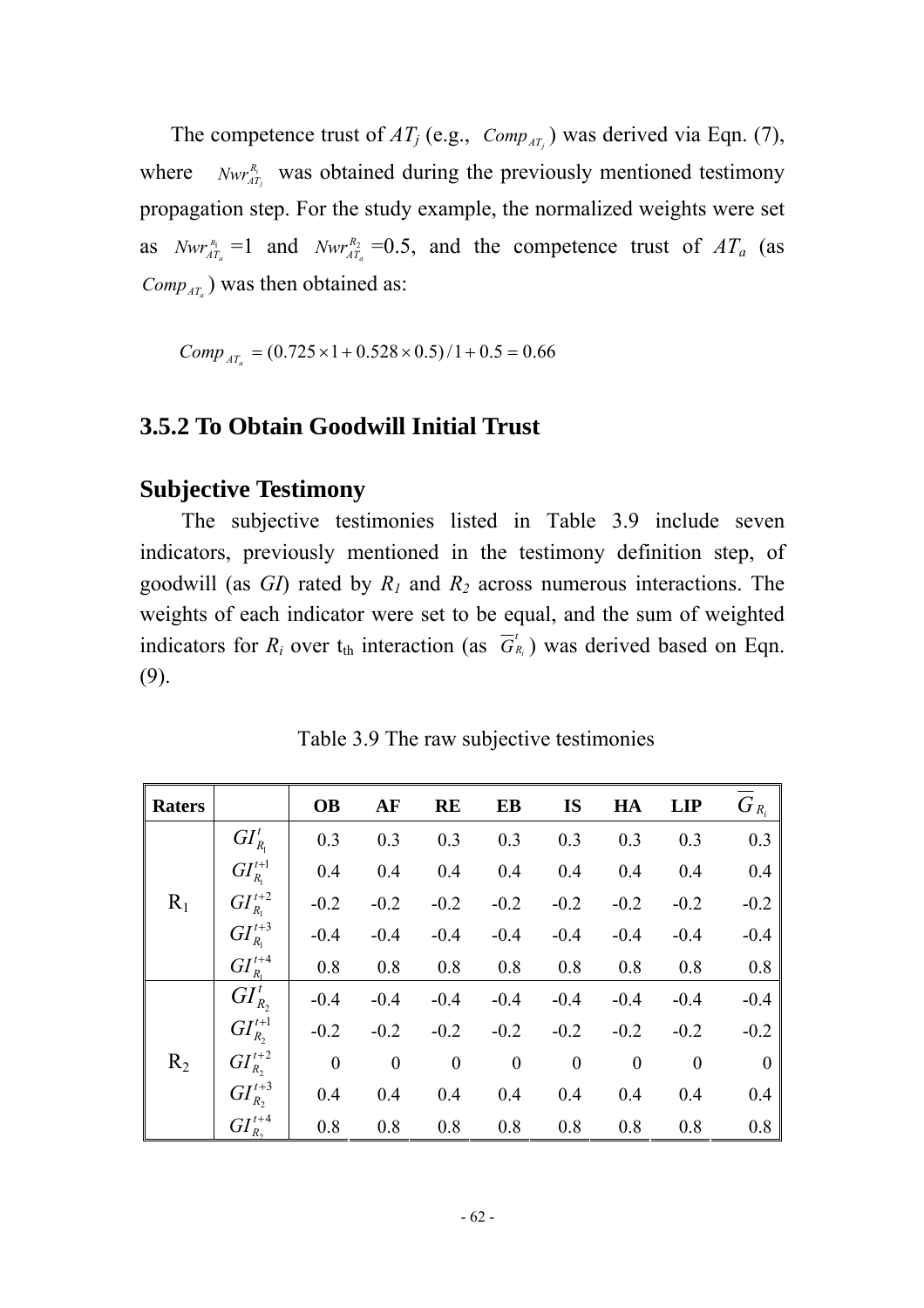The competence trust of $AT_j$ (e.g., $Comp_{AT_j}$) was derived via Eqn. (7), where $Nwr^{R_i}_{AT_j}$ was obtained during the previously mentioned testimony propagation step. For the study example, the normalized weights were set as $Nwr^{R_1}_{AT_a}$ =1 and $Nwr^{R_2}_{AT_a}$ =0.5, and the competence trust of $AT_a$ (as $Comp_{AT_a}$) was then obtained as:

$$Comp_{AT_a} = (0.725 \times 1 + 0.528 \times 0.5) / 1 + 0.5 = 0.66$$

## 3.5.2 To Obtain Goodwill Initial Trust

### Subjective Testimony

The subjective testimonies listed in Table 3.9 include seven indicators, previously mentioned in the testimony definition step, of goodwill (as *GI*) rated by $R_1$ and $R_2$ across numerous interactions. The weights of each indicator were set to be equal, and the sum of weighted indicators for $R_i$ over t<sub>th</sub> interaction (as $\overline{G}^{t}_{R_i}$) was derived based on Eqn. (9).

Table 3.9 The raw subjective testimonies

| Raters | | OB | AF | RE | EB | IS | HA | LIP | $\overline{G}_{R_i}$ |
|---|---|---|---|---|---|---|---|---|---|
| R$_1$ | $GI^{t}_{R_1}$ | 0.3 | 0.3 | 0.3 | 0.3 | 0.3 | 0.3 | 0.3 | 0.3 |
| | $GI^{t+1}_{R_1}$ | 0.4 | 0.4 | 0.4 | 0.4 | 0.4 | 0.4 | 0.4 | 0.4 |
| | $GI^{t+2}_{R_1}$ | -0.2 | -0.2 | -0.2 | -0.2 | -0.2 | -0.2 | -0.2 | -0.2 |
| | $GI^{t+3}_{R_1}$ | -0.4 | -0.4 | -0.4 | -0.4 | -0.4 | -0.4 | -0.4 | -0.4 |
| | $GI^{t+4}_{R_1}$ | 0.8 | 0.8 | 0.8 | 0.8 | 0.8 | 0.8 | 0.8 | 0.8 |
| R$_2$ | $GI^{t}_{R_2}$ | -0.4 | -0.4 | -0.4 | -0.4 | -0.4 | -0.4 | -0.4 | -0.4 |
| | $GI^{t+1}_{R_2}$ | -0.2 | -0.2 | -0.2 | -0.2 | -0.2 | -0.2 | -0.2 | -0.2 |
| | $GI^{t+2}_{R_2}$ | 0 | 0 | 0 | 0 | 0 | 0 | 0 | 0 |
| | $GI^{t+3}_{R_2}$ | 0.4 | 0.4 | 0.4 | 0.4 | 0.4 | 0.4 | 0.4 | 0.4 |
| | $GI^{t+4}_{R_2}$ | 0.8 | 0.8 | 0.8 | 0.8 | 0.8 | 0.8 | 0.8 | 0.8 |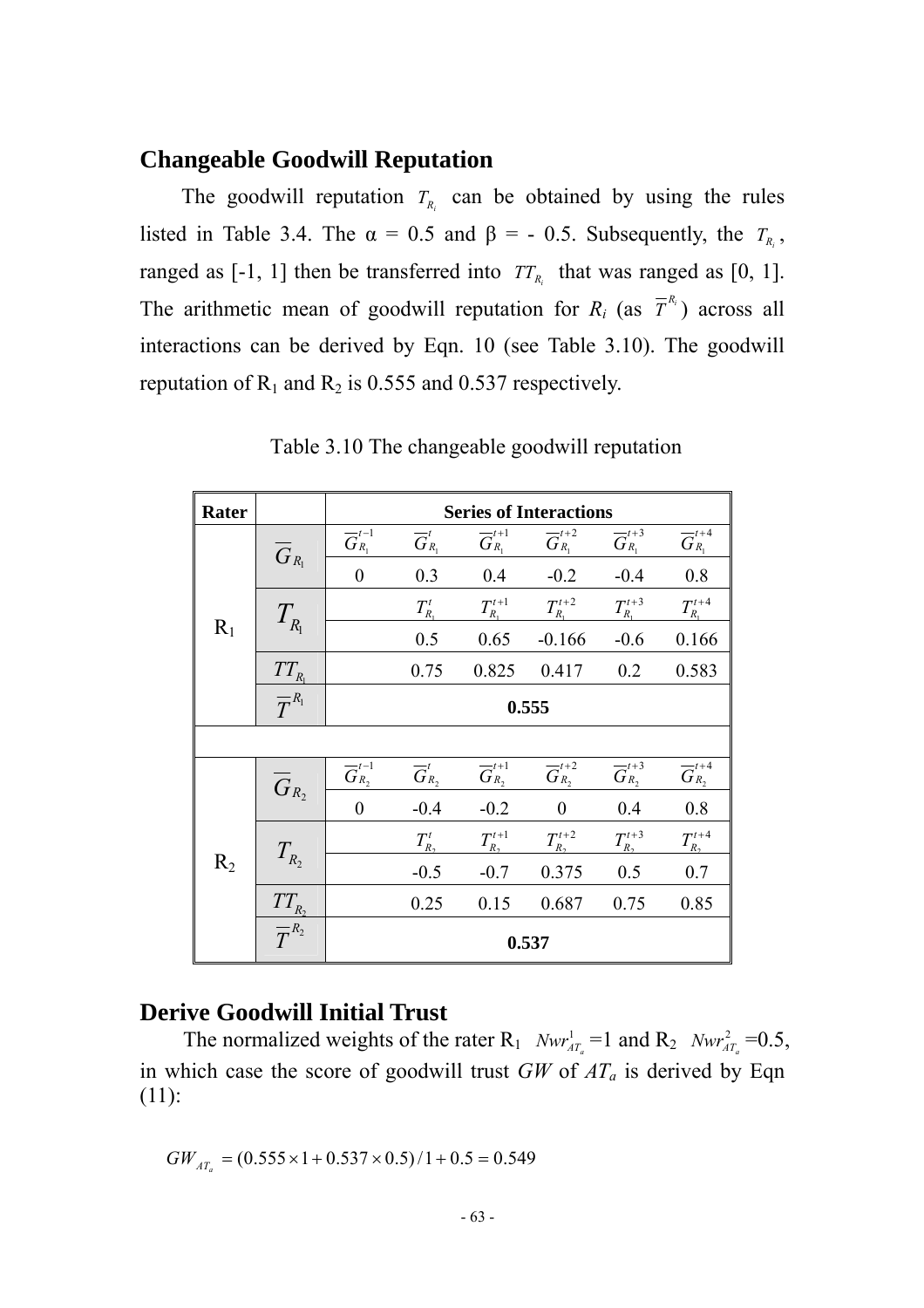## Changeable Goodwill Reputation

The goodwill reputation $T_{R_i}$ can be obtained by using the rules listed in Table 3.4. The α = 0.5 and β = - 0.5. Subsequently, the $T_{R_i}$, ranged as [-1, 1] then be transferred into $TT_{R_i}$ that was ranged as [0, 1]. The arithmetic mean of goodwill reputation for $R_i$ (as $\overline{T}^{R_i}$) across all interactions can be derived by Eqn. 10 (see Table 3.10). The goodwill reputation of $R_1$ and $R_2$ is 0.555 and 0.537 respectively.

Table 3.10 The changeable goodwill reputation

| **Rater** | | **Series of Interactions** | | | | | |
|---|---|---|---|---|---|---|---|
| $R_1$ | $\overline{G}_{R_1}$ | $\overline{G}_{R_1}^{t-1}$ | $\overline{G}_{R_1}^{t}$ | $\overline{G}_{R_1}^{t+1}$ | $\overline{G}_{R_1}^{t+2}$ | $\overline{G}_{R_1}^{t+3}$ | $\overline{G}_{R_1}^{t+4}$ |
| | | 0 | 0.3 | 0.4 | -0.2 | -0.4 | 0.8 |
| | $T_{R_1}$ | | $T_{R_1}^{t}$ | $T_{R_1}^{t+1}$ | $T_{R_1}^{t+2}$ | $T_{R_1}^{t+3}$ | $T_{R_1}^{t+4}$ |
| | | | 0.5 | 0.65 | -0.166 | -0.6 | 0.166 |
| | $TT_{R_1}$ | | 0.75 | 0.825 | 0.417 | 0.2 | 0.583 |
| | $\overline{T}^{R_1}$ | **0.555** | | | | | |
| | | | | | | | |
| $R_2$ | $\overline{G}_{R_2}$ | $\overline{G}_{R_2}^{t-1}$ | $\overline{G}_{R_2}^{t}$ | $\overline{G}_{R_2}^{t+1}$ | $\overline{G}_{R_2}^{t+2}$ | $\overline{G}_{R_2}^{t+3}$ | $\overline{G}_{R_2}^{t+4}$ |
| | | 0 | -0.4 | -0.2 | 0 | 0.4 | 0.8 |
| | $T_{R_2}$ | | $T_{R_2}^{t}$ | $T_{R_2}^{t+1}$ | $T_{R_2}^{t+2}$ | $T_{R_2}^{t+3}$ | $T_{R_2}^{t+4}$ |
| | | | -0.5 | -0.7 | 0.375 | 0.5 | 0.7 |
| | $TT_{R_2}$ | | 0.25 | 0.15 | 0.687 | 0.75 | 0.85 |
| | $\overline{T}^{R_2}$ | **0.537** | | | | | |

## Derive Goodwill Initial Trust

The normalized weights of the rater $R_1$ $Nwr_{AT_a}^{1}$ =1 and $R_2$ $Nwr_{AT_a}^{2}$ =0.5, in which case the score of goodwill trust *GW* of $AT_a$ is derived by Eqn (11):

$$GW_{AT_a} = (0.555 \times 1 + 0.537 \times 0.5)/1 + 0.5 = 0.549$$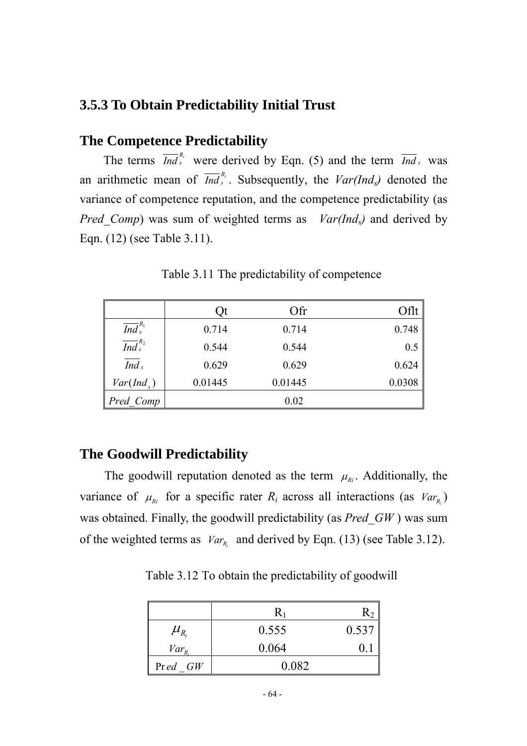### 3.5.3 To Obtain Predictability Initial Trust

### The Competence Predictability

The terms $\overline{Ind}_s^{R_i}$ were derived by Eqn. (5) and the term $\overline{Ind}_s$ was an arithmetic mean of $\overline{Ind}_s^{R_i}$. Subsequently, the *Var(Ind$_s$)* denoted the variance of competence reputation, and the competence predictability (as *Pred_Comp*) was sum of weighted terms as *Var(Ind$_s$)* and derived by Eqn. (12) (see Table 3.11).

Table 3.11 The predictability of competence

| | Qt | Ofr | Oflt |
|---|---|---|---|
| $\overline{Ind}_s^{R_1}$ | 0.714 | 0.714 | 0.748 |
| $\overline{Ind}_s^{R_2}$ | 0.544 | 0.544 | 0.5 |
| $\overline{Ind}_s$ | 0.629 | 0.629 | 0.624 |
| $Var(Ind_s)$ | 0.01445 | 0.01445 | 0.0308 |
| $Pred\_Comp$ | | 0.02 | |

### The Goodwill Predictability

The goodwill reputation denoted as the term $\mu_{Ri}$. Additionally, the variance of $\mu_{Ri}$ for a specific rater $R_i$ across all interactions (as $Var_{R_i}$) was obtained. Finally, the goodwill predictability (as *Pred_GW* ) was sum of the weighted terms as $Var_{R_i}$ and derived by Eqn. (13) (see Table 3.12).

Table 3.12 To obtain the predictability of goodwill

| | $R_1$ | $R_2$ |
|---|---|---|
| $\mu_{R_i}$ | 0.555 | 0.537 |
| $Var_{R_i}$ | 0.064 | 0.1 |
| $Pred\_GW$ | 0.082 | |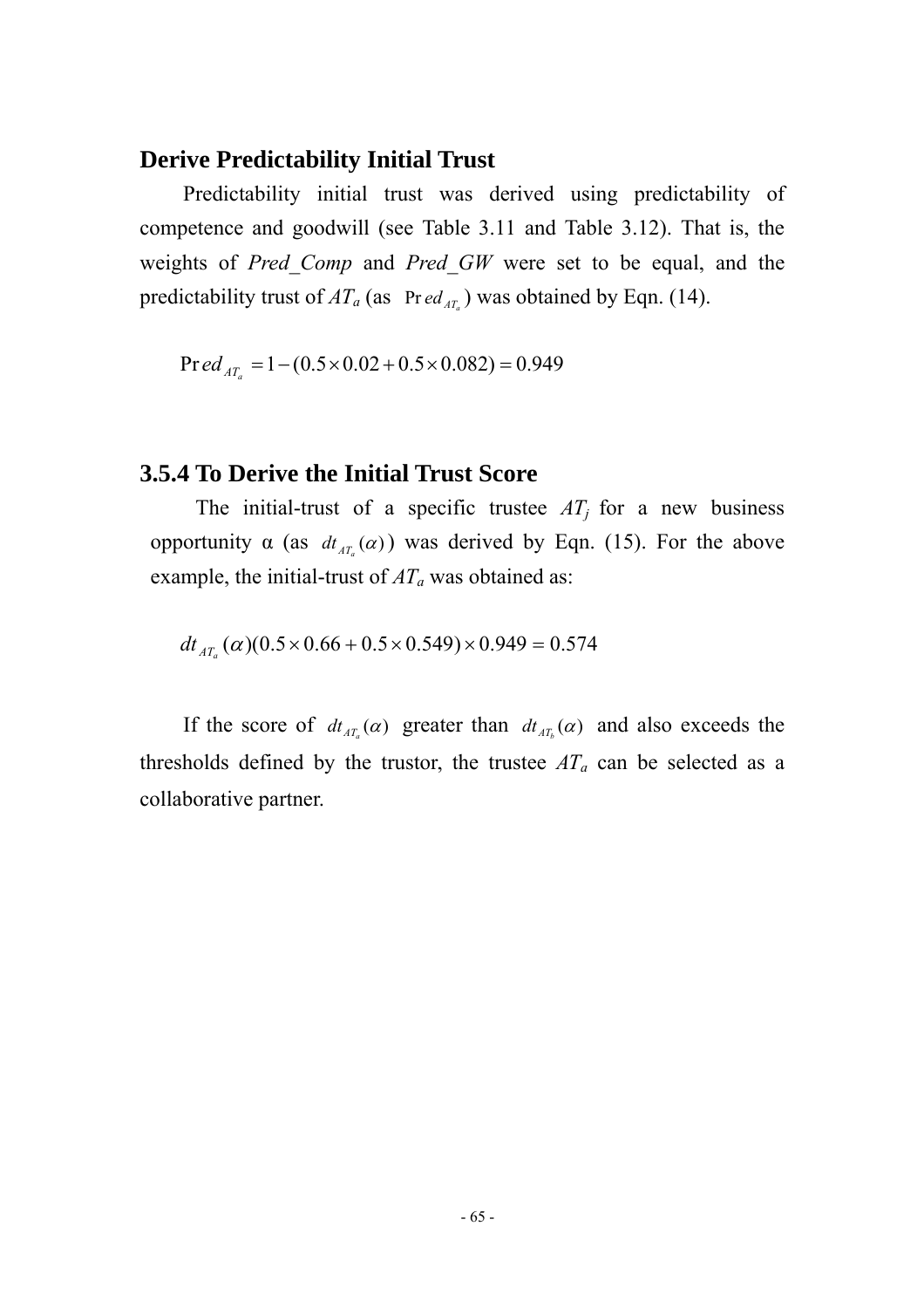## Derive Predictability Initial Trust

Predictability initial trust was derived using predictability of competence and goodwill (see Table 3.11 and Table 3.12). That is, the weights of *Pred_Comp* and *Pred_GW* were set to be equal, and the predictability trust of $AT_a$ (as $\Pr ed_{AT_a}$) was obtained by Eqn. (14).

$$\Pr ed_{AT_a} = 1 - (0.5 \times 0.02 + 0.5 \times 0.082) = 0.949$$

## 3.5.4 To Derive the Initial Trust Score

The initial-trust of a specific trustee $AT_j$ for a new business opportunity α (as $dt_{AT_a}(\alpha)$) was derived by Eqn. (15). For the above example, the initial-trust of $AT_a$ was obtained as:

$$dt_{AT_a}(\alpha)(0.5 \times 0.66 + 0.5 \times 0.549) \times 0.949 = 0.574$$

If the score of $dt_{AT_a}(\alpha)$ greater than $dt_{AT_b}(\alpha)$ and also exceeds the thresholds defined by the trustor, the trustee $AT_a$ can be selected as a collaborative partner.